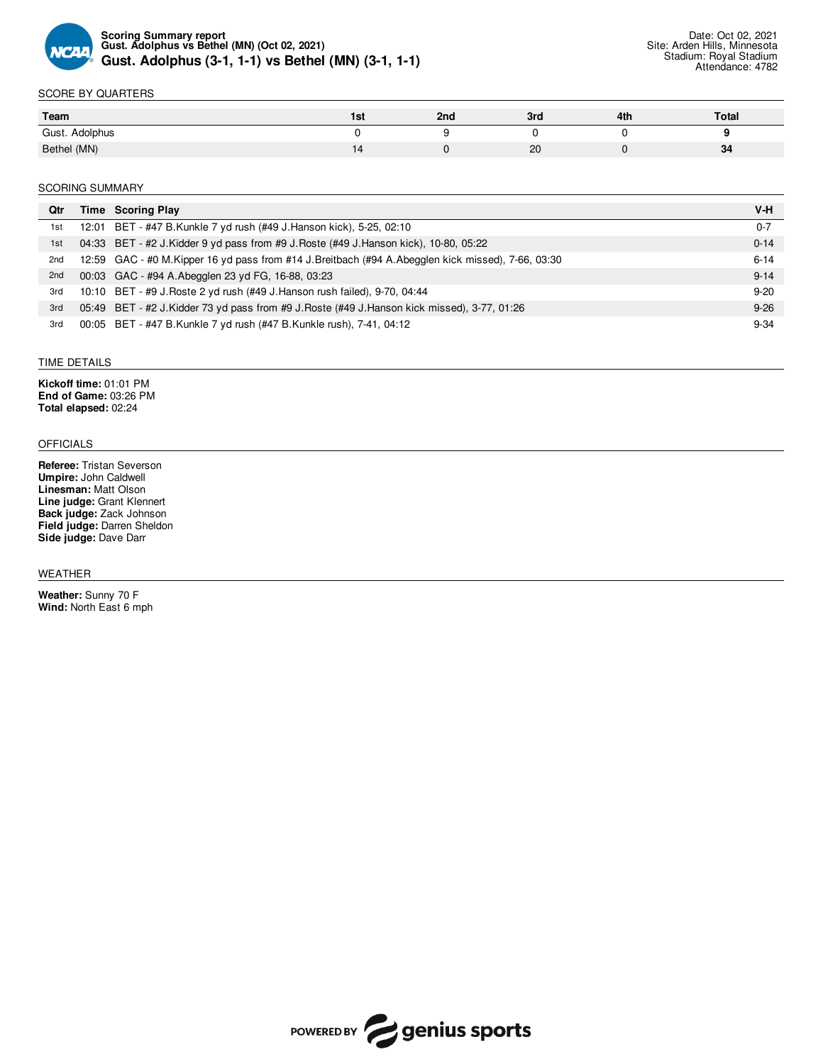**Scoring Summary report**
**Gust. Adolphus vs Bethel (MN) (Oct 02, 2021)**

# Gust. Adolphus (3-1, 1-1) vs Bethel (MN) (3-1, 1-1)

Date: Oct 02, 2021
Site: Arden Hills, Minnesota
Stadium: Royal Stadium
Attendance: 4782

## SCORE BY QUARTERS

| Team | 1st | 2nd | 3rd | 4th | Total |
|---|---|---|---|---|---|
| Gust. Adolphus | 0 | 9 | 0 | 0 | **9** |
| Bethel (MN) | 14 | 0 | 20 | 0 | **34** |

## SCORING SUMMARY

| Qtr | Time | Scoring Play | V-H |
|---|---|---|---|
| 1st | 12:01 | BET - #47 B.Kunkle 7 yd rush (#49 J.Hanson kick), 5-25, 02:10 | 0-7 |
| 1st | 04:33 | BET - #2 J.Kidder 9 yd pass from #9 J.Roste (#49 J.Hanson kick), 10-80, 05:22 | 0-14 |
| 2nd | 12:59 | GAC - #0 M.Kipper 16 yd pass from #14 J.Breitbach (#94 A.Abegglen kick missed), 7-66, 03:30 | 6-14 |
| 2nd | 00:03 | GAC - #94 A.Abegglen 23 yd FG, 16-88, 03:23 | 9-14 |
| 3rd | 10:10 | BET - #9 J.Roste 2 yd rush (#49 J.Hanson rush failed), 9-70, 04:44 | 9-20 |
| 3rd | 05:49 | BET - #2 J.Kidder 73 yd pass from #9 J.Roste (#49 J.Hanson kick missed), 3-77, 01:26 | 9-26 |
| 3rd | 00:05 | BET - #47 B.Kunkle 7 yd rush (#47 B.Kunkle rush), 7-41, 04:12 | 9-34 |

## TIME DETAILS

**Kickoff time:** 01:01 PM
**End of Game:** 03:26 PM
**Total elapsed:** 02:24

## OFFICIALS

**Referee:** Tristan Severson
**Umpire:** John Caldwell
**Linesman:** Matt Olson
**Line judge:** Grant Klennert
**Back judge:** Zack Johnson
**Field judge:** Darren Sheldon
**Side judge:** Dave Darr

## WEATHER

**Weather:** Sunny 70 F
**Wind:** North East 6 mph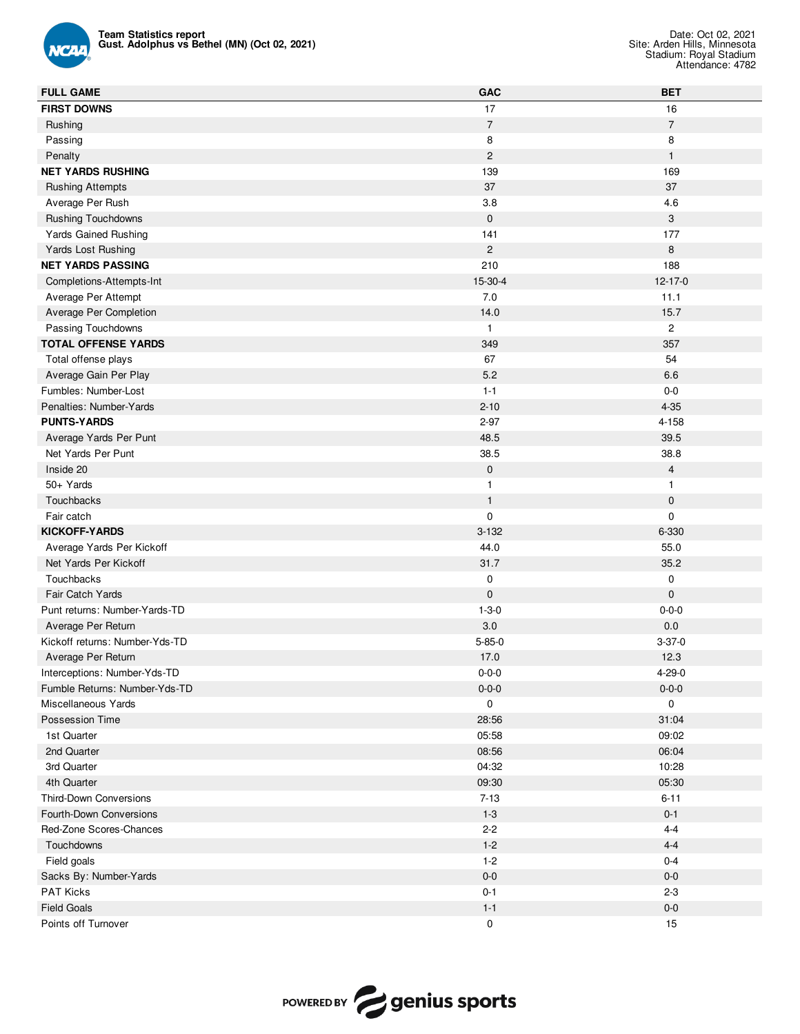**Team Statistics report**
**Gust. Adolphus vs Bethel (MN) (Oct 02, 2021)**

Date: Oct 02, 2021
Site: Arden Hills, Minnesota
Stadium: Royal Stadium
Attendance: 4782

| FULL GAME | GAC | BET |
|---|---|---|
| **FIRST DOWNS** | 17 | 16 |
| Rushing | 7 | 7 |
| Passing | 8 | 8 |
| Penalty | 2 | 1 |
| **NET YARDS RUSHING** | 139 | 169 |
| Rushing Attempts | 37 | 37 |
| Average Per Rush | 3.8 | 4.6 |
| Rushing Touchdowns | 0 | 3 |
| Yards Gained Rushing | 141 | 177 |
| Yards Lost Rushing | 2 | 8 |
| **NET YARDS PASSING** | 210 | 188 |
| Completions-Attempts-Int | 15-30-4 | 12-17-0 |
| Average Per Attempt | 7.0 | 11.1 |
| Average Per Completion | 14.0 | 15.7 |
| Passing Touchdowns | 1 | 2 |
| **TOTAL OFFENSE YARDS** | 349 | 357 |
| Total offense plays | 67 | 54 |
| Average Gain Per Play | 5.2 | 6.6 |
| Fumbles: Number-Lost | 1-1 | 0-0 |
| Penalties: Number-Yards | 2-10 | 4-35 |
| **PUNTS-YARDS** | 2-97 | 4-158 |
| Average Yards Per Punt | 48.5 | 39.5 |
| Net Yards Per Punt | 38.5 | 38.8 |
| Inside 20 | 0 | 4 |
| 50+ Yards | 1 | 1 |
| Touchbacks | 1 | 0 |
| Fair catch | 0 | 0 |
| **KICKOFF-YARDS** | 3-132 | 6-330 |
| Average Yards Per Kickoff | 44.0 | 55.0 |
| Net Yards Per Kickoff | 31.7 | 35.2 |
| Touchbacks | 0 | 0 |
| Fair Catch Yards | 0 | 0 |
| Punt returns: Number-Yards-TD | 1-3-0 | 0-0-0 |
| Average Per Return | 3.0 | 0.0 |
| Kickoff returns: Number-Yds-TD | 5-85-0 | 3-37-0 |
| Average Per Return | 17.0 | 12.3 |
| Interceptions: Number-Yds-TD | 0-0-0 | 4-29-0 |
| Fumble Returns: Number-Yds-TD | 0-0-0 | 0-0-0 |
| Miscellaneous Yards | 0 | 0 |
| Possession Time | 28:56 | 31:04 |
| 1st Quarter | 05:58 | 09:02 |
| 2nd Quarter | 08:56 | 06:04 |
| 3rd Quarter | 04:32 | 10:28 |
| 4th Quarter | 09:30 | 05:30 |
| Third-Down Conversions | 7-13 | 6-11 |
| Fourth-Down Conversions | 1-3 | 0-1 |
| Red-Zone Scores-Chances | 2-2 | 4-4 |
| Touchdowns | 1-2 | 4-4 |
| Field goals | 1-2 | 0-4 |
| Sacks By: Number-Yards | 0-0 | 0-0 |
| PAT Kicks | 0-1 | 2-3 |
| Field Goals | 1-1 | 0-0 |
| Points off Turnover | 0 | 15 |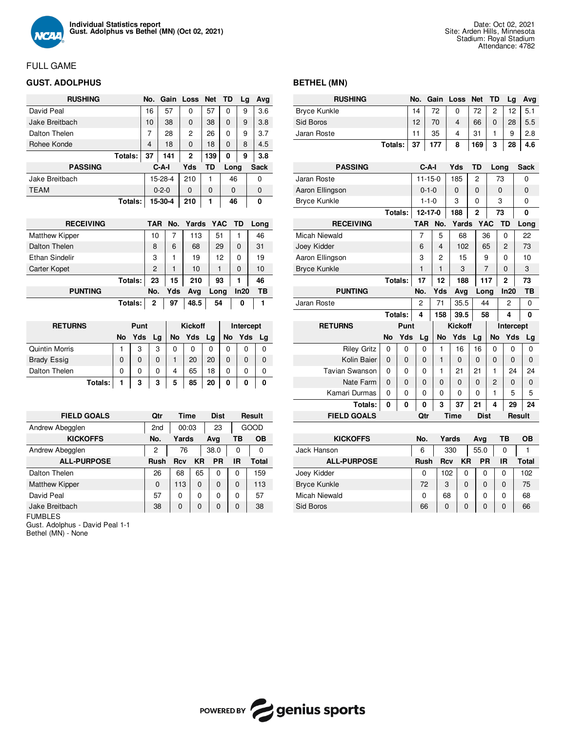**Individual Statistics report**
**Gust. Adolphus vs Bethel (MN) (Oct 02, 2021)**

Date: Oct 02, 2021
Site: Arden Hills, Minnesota
Stadium: Royal Stadium
Attendance: 4782

## FULL GAME

### GUST. ADOLPHUS

| RUSHING | No. | Gain | Loss | Net | TD | Lg | Avg |
|---|---|---|---|---|---|---|---|
| David Peal | 16 | 57 | 0 | 57 | 0 | 9 | 3.6 |
| Jake Breitbach | 10 | 38 | 0 | 38 | 0 | 9 | 3.8 |
| Dalton Thelen | 7 | 28 | 2 | 26 | 0 | 9 | 3.7 |
| Rohee Konde | 4 | 18 | 0 | 18 | 0 | 8 | 4.5 |
| **Totals:** | **37** | **141** | **2** | **139** | **0** | **9** | **3.8** |

| PASSING | C-A-I | Yds | TD | Long | Sack |
|---|---|---|---|---|---|
| Jake Breitbach | 15-28-4 | 210 | 1 | 46 | 0 |
| TEAM | 0-2-0 | 0 | 0 | 0 | 0 |
| **Totals:** | **15-30-4** | **210** | **1** | **46** | **0** |

| RECEIVING | TAR | No. | Yards | YAC | TD | Long |
|---|---|---|---|---|---|---|
| Matthew Kipper | 10 | 7 | 113 | 51 | 1 | 46 |
| Dalton Thelen | 8 | 6 | 68 | 29 | 0 | 31 |
| Ethan Sindelir | 3 | 1 | 19 | 12 | 0 | 19 |
| Carter Kopet | 2 | 1 | 10 | 1 | 0 | 10 |
| **Totals:** | **23** | **15** | **210** | **93** | **1** | **46** |

| PUNTING | No. | Yds | Avg | Long | In20 | TB |
|---|---|---|---|---|---|---|
| **Totals:** | **2** | **97** | **48.5** | **54** | **0** | **1** |

| RETURNS | Punt | | | Kickoff | | | Intercept | | |
|---|---|---|---|---|---|---|---|---|---|
| | No | Yds | Lg | No | Yds | Lg | No | Yds | Lg |
| Quintin Morris | 1 | 3 | 3 | 0 | 0 | 0 | 0 | 0 | 0 |
| Brady Essig | 0 | 0 | 0 | 1 | 20 | 20 | 0 | 0 | 0 |
| Dalton Thelen | 0 | 0 | 0 | 4 | 65 | 18 | 0 | 0 | 0 |
| **Totals:** | **1** | **3** | **3** | **5** | **85** | **20** | **0** | **0** | **0** |

| FIELD GOALS | Qtr | Time | Dist | Result |
|---|---|---|---|---|
| Andrew Abegglen | 2nd | 00:03 | 23 | GOOD |

| KICKOFFS | No. | Yards | Avg | TB | OB |
|---|---|---|---|---|---|
| Andrew Abegglen | 2 | 76 | 38.0 | 0 | 0 |

| ALL-PURPOSE | Rush | Rcv | KR | PR | IR | Total |
|---|---|---|---|---|---|---|
| Dalton Thelen | 26 | 68 | 65 | 0 | 0 | 159 |
| Matthew Kipper | 0 | 113 | 0 | 0 | 0 | 113 |
| David Peal | 57 | 0 | 0 | 0 | 0 | 57 |
| Jake Breitbach | 38 | 0 | 0 | 0 | 0 | 38 |

FUMBLES
Gust. Adolphus - David Peal 1-1
Bethel (MN) - None

### BETHEL (MN)

| RUSHING | No. | Gain | Loss | Net | TD | Lg | Avg |
|---|---|---|---|---|---|---|---|
| Bryce Kunkle | 14 | 72 | 0 | 72 | 2 | 12 | 5.1 |
| Sid Boros | 12 | 70 | 4 | 66 | 0 | 28 | 5.5 |
| Jaran Roste | 11 | 35 | 4 | 31 | 1 | 9 | 2.8 |
| **Totals:** | **37** | **177** | **8** | **169** | **3** | **28** | **4.6** |

| PASSING | C-A-I | Yds | TD | Long | Sack |
|---|---|---|---|---|---|
| Jaran Roste | 11-15-0 | 185 | 2 | 73 | 0 |
| Aaron Ellingson | 0-1-0 | 0 | 0 | 0 | 0 |
| Bryce Kunkle | 1-1-0 | 3 | 0 | 3 | 0 |
| **Totals:** | **12-17-0** | **188** | **2** | **73** | **0** |

| RECEIVING | TAR | No. | Yards | YAC | TD | Long |
|---|---|---|---|---|---|---|
| Micah Niewald | 7 | 5 | 68 | 36 | 0 | 22 |
| Joey Kidder | 6 | 4 | 102 | 65 | 2 | 73 |
| Aaron Ellingson | 3 | 2 | 15 | 9 | 0 | 10 |
| Bryce Kunkle | 1 | 1 | 3 | 7 | 0 | 3 |
| **Totals:** | **17** | **12** | **188** | **117** | **2** | **73** |

| PUNTING | No. | Yds | Avg | Long | In20 | TB |
|---|---|---|---|---|---|---|
| Jaran Roste | 2 | 71 | 35.5 | 44 | 2 | 0 |
| **Totals:** | **4** | **158** | **39.5** | **58** | **4** | **0** |

| RETURNS | Punt | | | Kickoff | | | Intercept | | |
|---|---|---|---|---|---|---|---|---|---|
| | No | Yds | Lg | No | Yds | Lg | No | Yds | Lg |
| Riley Gritz | 0 | 0 | 0 | 1 | 16 | 16 | 0 | 0 | 0 |
| Kolin Baier | 0 | 0 | 0 | 1 | 0 | 0 | 0 | 0 | 0 |
| Tavian Swanson | 0 | 0 | 0 | 1 | 21 | 21 | 1 | 24 | 24 |
| Nate Farm | 0 | 0 | 0 | 0 | 0 | 0 | 2 | 0 | 0 |
| Kamari Durmas | 0 | 0 | 0 | 0 | 0 | 0 | 1 | 5 | 5 |
| **Totals:** | **0** | **0** | **0** | **3** | **37** | **21** | **4** | **29** | **24** |

| FIELD GOALS | Qtr | Time | Dist | Result |
|---|---|---|---|---|

| KICKOFFS | No. | Yards | Avg | TB | OB |
|---|---|---|---|---|---|
| Jack Hanson | 6 | 330 | 55.0 | 0 | 1 |

| ALL-PURPOSE | Rush | Rcv | KR | PR | IR | Total |
|---|---|---|---|---|---|---|
| Joey Kidder | 0 | 102 | 0 | 0 | 0 | 102 |
| Bryce Kunkle | 72 | 3 | 0 | 0 | 0 | 75 |
| Micah Niewald | 0 | 68 | 0 | 0 | 0 | 68 |
| Sid Boros | 66 | 0 | 0 | 0 | 0 | 66 |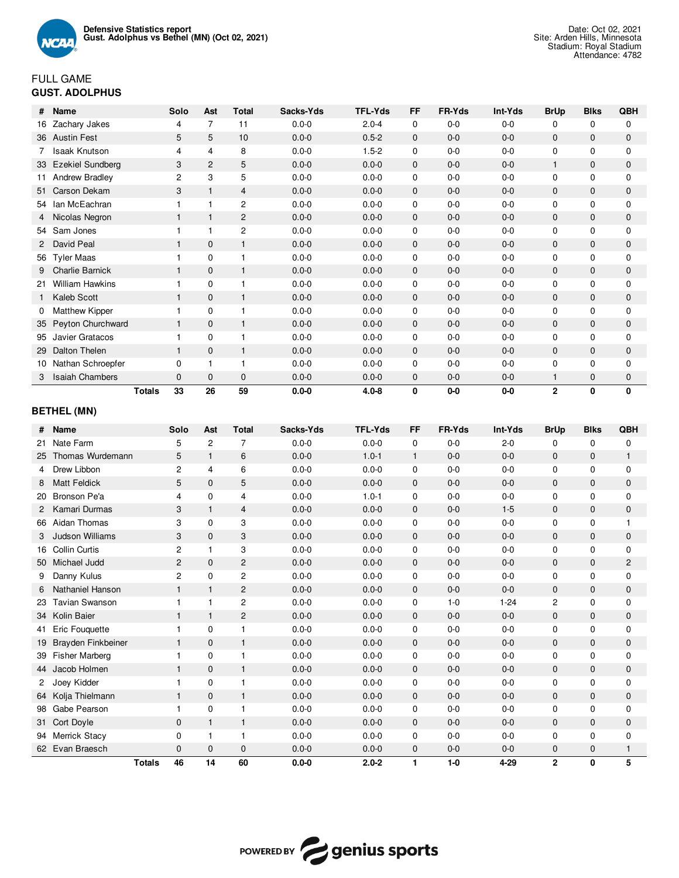**Defensive Statistics report**
**Gust. Adolphus vs Bethel (MN) (Oct 02, 2021)**

Date: Oct 02, 2021
Site: Arden Hills, Minnesota
Stadium: Royal Stadium
Attendance: 4782

FULL GAME

## GUST. ADOLPHUS

| # | Name | Solo | Ast | Total | Sacks-Yds | TFL-Yds | FF | FR-Yds | Int-Yds | BrUp | Blks | QBH |
|---|---|---|---|---|---|---|---|---|---|---|---|---|
| 16 | Zachary Jakes | 4 | 7 | 11 | 0.0-0 | 2.0-4 | 0 | 0-0 | 0-0 | 0 | 0 | 0 |
| 36 | Austin Fest | 5 | 5 | 10 | 0.0-0 | 0.5-2 | 0 | 0-0 | 0-0 | 0 | 0 | 0 |
| 7 | Isaak Knutson | 4 | 4 | 8 | 0.0-0 | 1.5-2 | 0 | 0-0 | 0-0 | 0 | 0 | 0 |
| 33 | Ezekiel Sundberg | 3 | 2 | 5 | 0.0-0 | 0.0-0 | 0 | 0-0 | 0-0 | 1 | 0 | 0 |
| 11 | Andrew Bradley | 2 | 3 | 5 | 0.0-0 | 0.0-0 | 0 | 0-0 | 0-0 | 0 | 0 | 0 |
| 51 | Carson Dekam | 3 | 1 | 4 | 0.0-0 | 0.0-0 | 0 | 0-0 | 0-0 | 0 | 0 | 0 |
| 54 | Ian McEachran | 1 | 1 | 2 | 0.0-0 | 0.0-0 | 0 | 0-0 | 0-0 | 0 | 0 | 0 |
| 4 | Nicolas Negron | 1 | 1 | 2 | 0.0-0 | 0.0-0 | 0 | 0-0 | 0-0 | 0 | 0 | 0 |
| 54 | Sam Jones | 1 | 1 | 2 | 0.0-0 | 0.0-0 | 0 | 0-0 | 0-0 | 0 | 0 | 0 |
| 2 | David Peal | 1 | 0 | 1 | 0.0-0 | 0.0-0 | 0 | 0-0 | 0-0 | 0 | 0 | 0 |
| 56 | Tyler Maas | 1 | 0 | 1 | 0.0-0 | 0.0-0 | 0 | 0-0 | 0-0 | 0 | 0 | 0 |
| 9 | Charlie Barnick | 1 | 0 | 1 | 0.0-0 | 0.0-0 | 0 | 0-0 | 0-0 | 0 | 0 | 0 |
| 21 | William Hawkins | 1 | 0 | 1 | 0.0-0 | 0.0-0 | 0 | 0-0 | 0-0 | 0 | 0 | 0 |
| 1 | Kaleb Scott | 1 | 0 | 1 | 0.0-0 | 0.0-0 | 0 | 0-0 | 0-0 | 0 | 0 | 0 |
| 0 | Matthew Kipper | 1 | 0 | 1 | 0.0-0 | 0.0-0 | 0 | 0-0 | 0-0 | 0 | 0 | 0 |
| 35 | Peyton Churchward | 1 | 0 | 1 | 0.0-0 | 0.0-0 | 0 | 0-0 | 0-0 | 0 | 0 | 0 |
| 95 | Javier Gratacos | 1 | 0 | 1 | 0.0-0 | 0.0-0 | 0 | 0-0 | 0-0 | 0 | 0 | 0 |
| 29 | Dalton Thelen | 1 | 0 | 1 | 0.0-0 | 0.0-0 | 0 | 0-0 | 0-0 | 0 | 0 | 0 |
| 10 | Nathan Schroepfer | 0 | 1 | 1 | 0.0-0 | 0.0-0 | 0 | 0-0 | 0-0 | 0 | 0 | 0 |
| 3 | Isaiah Chambers | 0 | 0 | 0 | 0.0-0 | 0.0-0 | 0 | 0-0 | 0-0 | 1 | 0 | 0 |
| | **Totals** | **33** | **26** | **59** | **0.0-0** | **4.0-8** | **0** | **0-0** | **0-0** | **2** | **0** | **0** |

## BETHEL (MN)

| # | Name | Solo | Ast | Total | Sacks-Yds | TFL-Yds | FF | FR-Yds | Int-Yds | BrUp | Blks | QBH |
|---|---|---|---|---|---|---|---|---|---|---|---|---|
| 21 | Nate Farm | 5 | 2 | 7 | 0.0-0 | 0.0-0 | 0 | 0-0 | 2-0 | 0 | 0 | 0 |
| 25 | Thomas Wurdemann | 5 | 1 | 6 | 0.0-0 | 1.0-1 | 1 | 0-0 | 0-0 | 0 | 0 | 1 |
| 4 | Drew Libbon | 2 | 4 | 6 | 0.0-0 | 0.0-0 | 0 | 0-0 | 0-0 | 0 | 0 | 0 |
| 8 | Matt Feldick | 5 | 0 | 5 | 0.0-0 | 0.0-0 | 0 | 0-0 | 0-0 | 0 | 0 | 0 |
| 20 | Bronson Pe'a | 4 | 0 | 4 | 0.0-0 | 1.0-1 | 0 | 0-0 | 0-0 | 0 | 0 | 0 |
| 2 | Kamari Durmas | 3 | 1 | 4 | 0.0-0 | 0.0-0 | 0 | 0-0 | 1-5 | 0 | 0 | 0 |
| 66 | Aidan Thomas | 3 | 0 | 3 | 0.0-0 | 0.0-0 | 0 | 0-0 | 0-0 | 0 | 0 | 1 |
| 3 | Judson Williams | 3 | 0 | 3 | 0.0-0 | 0.0-0 | 0 | 0-0 | 0-0 | 0 | 0 | 0 |
| 16 | Collin Curtis | 2 | 1 | 3 | 0.0-0 | 0.0-0 | 0 | 0-0 | 0-0 | 0 | 0 | 0 |
| 50 | Michael Judd | 2 | 0 | 2 | 0.0-0 | 0.0-0 | 0 | 0-0 | 0-0 | 0 | 0 | 2 |
| 9 | Danny Kulus | 2 | 0 | 2 | 0.0-0 | 0.0-0 | 0 | 0-0 | 0-0 | 0 | 0 | 0 |
| 6 | Nathaniel Hanson | 1 | 1 | 2 | 0.0-0 | 0.0-0 | 0 | 0-0 | 0-0 | 0 | 0 | 0 |
| 23 | Tavian Swanson | 1 | 1 | 2 | 0.0-0 | 0.0-0 | 0 | 1-0 | 1-24 | 2 | 0 | 0 |
| 34 | Kolin Baier | 1 | 1 | 2 | 0.0-0 | 0.0-0 | 0 | 0-0 | 0-0 | 0 | 0 | 0 |
| 41 | Eric Fouquette | 1 | 0 | 1 | 0.0-0 | 0.0-0 | 0 | 0-0 | 0-0 | 0 | 0 | 0 |
| 19 | Brayden Finkbeiner | 1 | 0 | 1 | 0.0-0 | 0.0-0 | 0 | 0-0 | 0-0 | 0 | 0 | 0 |
| 39 | Fisher Marberg | 1 | 0 | 1 | 0.0-0 | 0.0-0 | 0 | 0-0 | 0-0 | 0 | 0 | 0 |
| 44 | Jacob Holmen | 1 | 0 | 1 | 0.0-0 | 0.0-0 | 0 | 0-0 | 0-0 | 0 | 0 | 0 |
| 2 | Joey Kidder | 1 | 0 | 1 | 0.0-0 | 0.0-0 | 0 | 0-0 | 0-0 | 0 | 0 | 0 |
| 64 | Kolja Thielmann | 1 | 0 | 1 | 0.0-0 | 0.0-0 | 0 | 0-0 | 0-0 | 0 | 0 | 0 |
| 98 | Gabe Pearson | 1 | 0 | 1 | 0.0-0 | 0.0-0 | 0 | 0-0 | 0-0 | 0 | 0 | 0 |
| 31 | Cort Doyle | 0 | 1 | 1 | 0.0-0 | 0.0-0 | 0 | 0-0 | 0-0 | 0 | 0 | 0 |
| 94 | Merrick Stacy | 0 | 1 | 1 | 0.0-0 | 0.0-0 | 0 | 0-0 | 0-0 | 0 | 0 | 0 |
| 62 | Evan Braesch | 0 | 0 | 0 | 0.0-0 | 0.0-0 | 0 | 0-0 | 0-0 | 0 | 0 | 1 |
| | **Totals** | **46** | **14** | **60** | **0.0-0** | **2.0-2** | **1** | **1-0** | **4-29** | **2** | **0** | **5** |

POWERED BY genius sports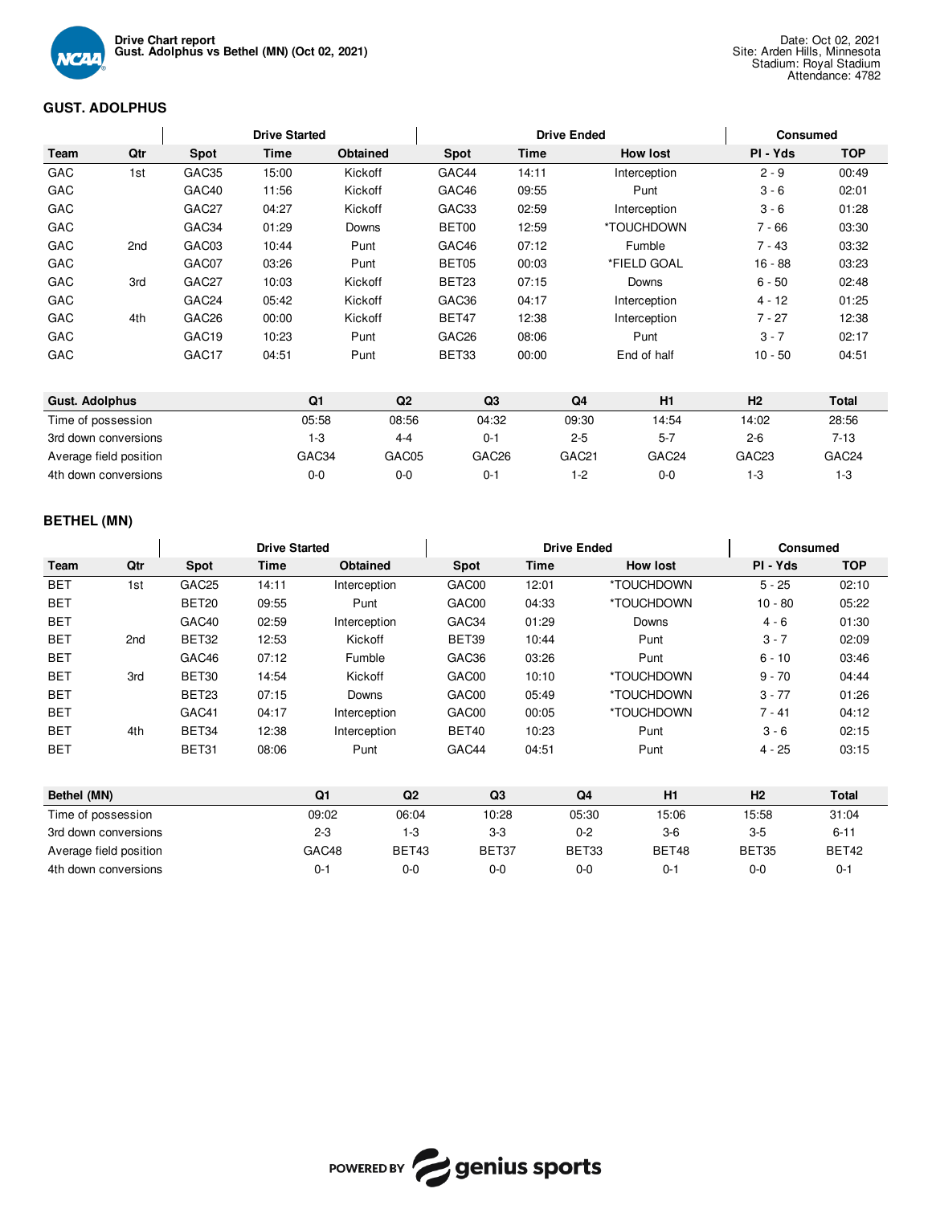Drive Chart report
**Gust. Adolphus vs Bethel (MN) (Oct 02, 2021)**

Date: Oct 02, 2021
Site: Arden Hills, Minnesota
Stadium: Royal Stadium
Attendance: 4782

## GUST. ADOLPHUS

| | | Drive Started | | | Drive Ended | | | Consumed | |
|---|---|---|---|---|---|---|---|---|---|
| **Team** | **Qtr** | **Spot** | **Time** | **Obtained** | **Spot** | **Time** | **How lost** | **Pl - Yds** | **TOP** |
| GAC | 1st | GAC35 | 15:00 | Kickoff | GAC44 | 14:11 | Interception | 2 - 9 | 00:49 |
| GAC | | GAC40 | 11:56 | Kickoff | GAC46 | 09:55 | Punt | 3 - 6 | 02:01 |
| GAC | | GAC27 | 04:27 | Kickoff | GAC33 | 02:59 | Interception | 3 - 6 | 01:28 |
| GAC | | GAC34 | 01:29 | Downs | BET00 | 12:59 | *TOUCHDOWN | 7 - 66 | 03:30 |
| GAC | 2nd | GAC03 | 10:44 | Punt | GAC46 | 07:12 | Fumble | 7 - 43 | 03:32 |
| GAC | | GAC07 | 03:26 | Punt | BET05 | 00:03 | *FIELD GOAL | 16 - 88 | 03:23 |
| GAC | 3rd | GAC27 | 10:03 | Kickoff | BET23 | 07:15 | Downs | 6 - 50 | 02:48 |
| GAC | | GAC24 | 05:42 | Kickoff | GAC36 | 04:17 | Interception | 4 - 12 | 01:25 |
| GAC | 4th | GAC26 | 00:00 | Kickoff | BET47 | 12:38 | Interception | 7 - 27 | 12:38 |
| GAC | | GAC19 | 10:23 | Punt | GAC26 | 08:06 | Punt | 3 - 7 | 02:17 |
| GAC | | GAC17 | 04:51 | Punt | BET33 | 00:00 | End of half | 10 - 50 | 04:51 |

| Gust. Adolphus | Q1 | Q2 | Q3 | Q4 | H1 | H2 | Total |
|---|---|---|---|---|---|---|---|
| Time of possession | 05:58 | 08:56 | 04:32 | 09:30 | 14:54 | 14:02 | 28:56 |
| 3rd down conversions | 1-3 | 4-4 | 0-1 | 2-5 | 5-7 | 2-6 | 7-13 |
| Average field position | GAC34 | GAC05 | GAC26 | GAC21 | GAC24 | GAC23 | GAC24 |
| 4th down conversions | 0-0 | 0-0 | 0-1 | 1-2 | 0-0 | 1-3 | 1-3 |

## BETHEL (MN)

| | | Drive Started | | | Drive Ended | | | Consumed | |
|---|---|---|---|---|---|---|---|---|---|
| **Team** | **Qtr** | **Spot** | **Time** | **Obtained** | **Spot** | **Time** | **How lost** | **Pl - Yds** | **TOP** |
| BET | 1st | GAC25 | 14:11 | Interception | GAC00 | 12:01 | *TOUCHDOWN | 5 - 25 | 02:10 |
| BET | | BET20 | 09:55 | Punt | GAC00 | 04:33 | *TOUCHDOWN | 10 - 80 | 05:22 |
| BET | | GAC40 | 02:59 | Interception | GAC34 | 01:29 | Downs | 4 - 6 | 01:30 |
| BET | 2nd | BET32 | 12:53 | Kickoff | BET39 | 10:44 | Punt | 3 - 7 | 02:09 |
| BET | | GAC46 | 07:12 | Fumble | GAC36 | 03:26 | Punt | 6 - 10 | 03:46 |
| BET | 3rd | BET30 | 14:54 | Kickoff | GAC00 | 10:10 | *TOUCHDOWN | 9 - 70 | 04:44 |
| BET | | BET23 | 07:15 | Downs | GAC00 | 05:49 | *TOUCHDOWN | 3 - 77 | 01:26 |
| BET | | GAC41 | 04:17 | Interception | GAC00 | 00:05 | *TOUCHDOWN | 7 - 41 | 04:12 |
| BET | 4th | BET34 | 12:38 | Interception | BET40 | 10:23 | Punt | 3 - 6 | 02:15 |
| BET | | BET31 | 08:06 | Punt | GAC44 | 04:51 | Punt | 4 - 25 | 03:15 |

| Bethel (MN) | Q1 | Q2 | Q3 | Q4 | H1 | H2 | Total |
|---|---|---|---|---|---|---|---|
| Time of possession | 09:02 | 06:04 | 10:28 | 05:30 | 15:06 | 15:58 | 31:04 |
| 3rd down conversions | 2-3 | 1-3 | 3-3 | 0-2 | 3-6 | 3-5 | 6-11 |
| Average field position | GAC48 | BET43 | BET37 | BET33 | BET48 | BET35 | BET42 |
| 4th down conversions | 0-1 | 0-0 | 0-0 | 0-0 | 0-1 | 0-0 | 0-1 |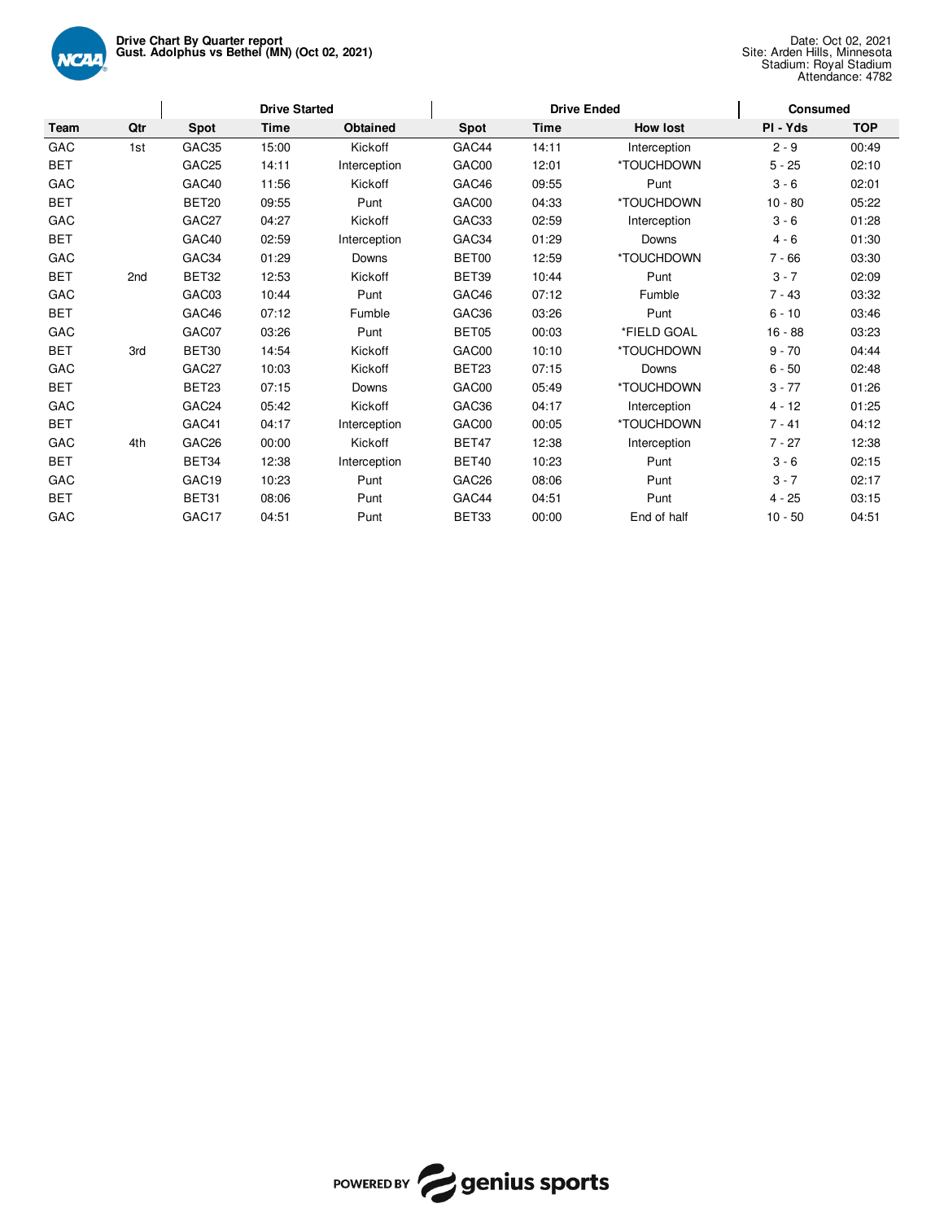**Drive Chart By Quarter report**
**Gust. Adolphus vs Bethel (MN) (Oct 02, 2021)**

Date: Oct 02, 2021
Site: Arden Hills, Minnesota
Stadium: Royal Stadium
Attendance: 4782

| | | Drive Started | | | Drive Ended | | | Consumed | |
|---|---|---|---|---|---|---|---|---|---|
| Team | Qtr | Spot | Time | Obtained | Spot | Time | How lost | Pl - Yds | TOP |
| GAC | 1st | GAC35 | 15:00 | Kickoff | GAC44 | 14:11 | Interception | 2 - 9 | 00:49 |
| BET | | GAC25 | 14:11 | Interception | GAC00 | 12:01 | *TOUCHDOWN | 5 - 25 | 02:10 |
| GAC | | GAC40 | 11:56 | Kickoff | GAC46 | 09:55 | Punt | 3 - 6 | 02:01 |
| BET | | BET20 | 09:55 | Punt | GAC00 | 04:33 | *TOUCHDOWN | 10 - 80 | 05:22 |
| GAC | | GAC27 | 04:27 | Kickoff | GAC33 | 02:59 | Interception | 3 - 6 | 01:28 |
| BET | | GAC40 | 02:59 | Interception | GAC34 | 01:29 | Downs | 4 - 6 | 01:30 |
| GAC | | GAC34 | 01:29 | Downs | BET00 | 12:59 | *TOUCHDOWN | 7 - 66 | 03:30 |
| BET | 2nd | BET32 | 12:53 | Kickoff | BET39 | 10:44 | Punt | 3 - 7 | 02:09 |
| GAC | | GAC03 | 10:44 | Punt | GAC46 | 07:12 | Fumble | 7 - 43 | 03:32 |
| BET | | GAC46 | 07:12 | Fumble | GAC36 | 03:26 | Punt | 6 - 10 | 03:46 |
| GAC | | GAC07 | 03:26 | Punt | BET05 | 00:03 | *FIELD GOAL | 16 - 88 | 03:23 |
| BET | 3rd | BET30 | 14:54 | Kickoff | GAC00 | 10:10 | *TOUCHDOWN | 9 - 70 | 04:44 |
| GAC | | GAC27 | 10:03 | Kickoff | BET23 | 07:15 | Downs | 6 - 50 | 02:48 |
| BET | | BET23 | 07:15 | Downs | GAC00 | 05:49 | *TOUCHDOWN | 3 - 77 | 01:26 |
| GAC | | GAC24 | 05:42 | Kickoff | GAC36 | 04:17 | Interception | 4 - 12 | 01:25 |
| BET | | GAC41 | 04:17 | Interception | GAC00 | 00:05 | *TOUCHDOWN | 7 - 41 | 04:12 |
| GAC | 4th | GAC26 | 00:00 | Kickoff | BET47 | 12:38 | Interception | 7 - 27 | 12:38 |
| BET | | BET34 | 12:38 | Interception | BET40 | 10:23 | Punt | 3 - 6 | 02:15 |
| GAC | | GAC19 | 10:23 | Punt | GAC26 | 08:06 | Punt | 3 - 7 | 02:17 |
| BET | | BET31 | 08:06 | Punt | GAC44 | 04:51 | Punt | 4 - 25 | 03:15 |
| GAC | | GAC17 | 04:51 | Punt | BET33 | 00:00 | End of half | 10 - 50 | 04:51 |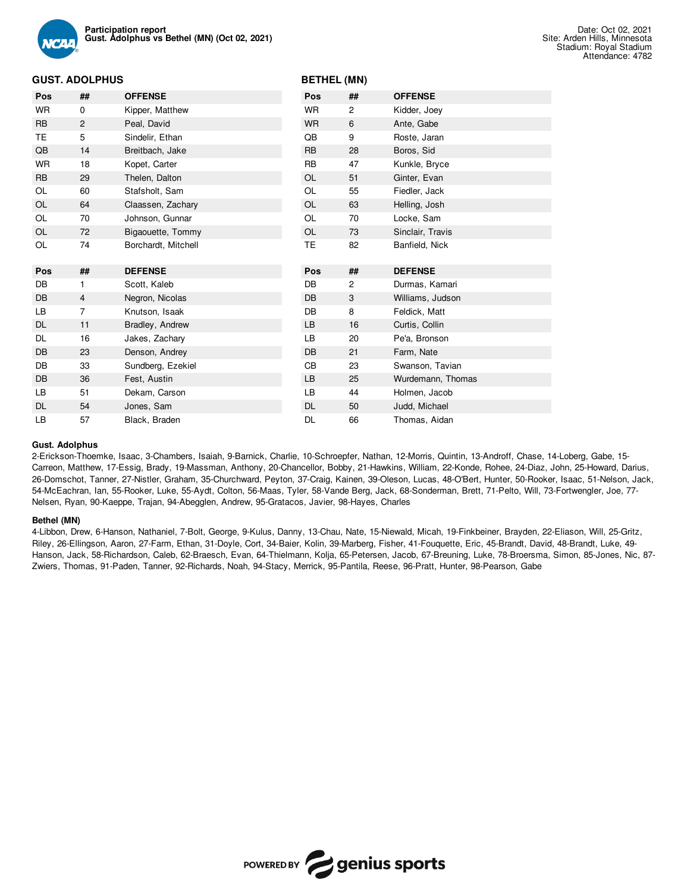Participation report
**Gust. Adolphus vs Bethel (MN) (Oct 02, 2021)**

Date: Oct 02, 2021
Site: Arden Hills, Minnesota
Stadium: Royal Stadium
Attendance: 4782

## GUST. ADOLPHUS

| Pos | ## | OFFENSE |
|---|---|---|
| WR | 0 | Kipper, Matthew |
| RB | 2 | Peal, David |
| TE | 5 | Sindelir, Ethan |
| QB | 14 | Breitbach, Jake |
| WR | 18 | Kopet, Carter |
| RB | 29 | Thelen, Dalton |
| OL | 60 | Stafsholt, Sam |
| OL | 64 | Claassen, Zachary |
| OL | 70 | Johnson, Gunnar |
| OL | 72 | Bigaouette, Tommy |
| OL | 74 | Borchardt, Mitchell |

| Pos | ## | DEFENSE |
|---|---|---|
| DB | 1 | Scott, Kaleb |
| DB | 4 | Negron, Nicolas |
| LB | 7 | Knutson, Isaak |
| DL | 11 | Bradley, Andrew |
| DL | 16 | Jakes, Zachary |
| DB | 23 | Denson, Andrey |
| DB | 33 | Sundberg, Ezekiel |
| DB | 36 | Fest, Austin |
| LB | 51 | Dekam, Carson |
| DL | 54 | Jones, Sam |
| LB | 57 | Black, Braden |

## BETHEL (MN)

| Pos | ## | OFFENSE |
|---|---|---|
| WR | 2 | Kidder, Joey |
| WR | 6 | Ante, Gabe |
| QB | 9 | Roste, Jaran |
| RB | 28 | Boros, Sid |
| RB | 47 | Kunkle, Bryce |
| OL | 51 | Ginter, Evan |
| OL | 55 | Fiedler, Jack |
| OL | 63 | Helling, Josh |
| OL | 70 | Locke, Sam |
| OL | 73 | Sinclair, Travis |
| TE | 82 | Banfield, Nick |

| Pos | ## | DEFENSE |
|---|---|---|
| DB | 2 | Durmas, Kamari |
| DB | 3 | Williams, Judson |
| DB | 8 | Feldick, Matt |
| LB | 16 | Curtis, Collin |
| LB | 20 | Pe'a, Bronson |
| DB | 21 | Farm, Nate |
| CB | 23 | Swanson, Tavian |
| LB | 25 | Wurdemann, Thomas |
| LB | 44 | Holmen, Jacob |
| DL | 50 | Judd, Michael |
| DL | 66 | Thomas, Aidan |

**Gust. Adolphus**

2-Erickson-Thoemke, Isaac, 3-Chambers, Isaiah, 9-Barnick, Charlie, 10-Schroepfer, Nathan, 12-Morris, Quintin, 13-Androff, Chase, 14-Loberg, Gabe, 15-Carreon, Matthew, 17-Essig, Brady, 19-Massman, Anthony, 20-Chancellor, Bobby, 21-Hawkins, William, 22-Konde, Rohee, 24-Diaz, John, 25-Howard, Darius, 26-Domschot, Tanner, 27-Nistler, Graham, 35-Churchward, Peyton, 37-Craig, Kainen, 39-Oleson, Lucas, 48-O'Bert, Hunter, 50-Rooker, Isaac, 51-Nelson, Jack, 54-McEachran, Ian, 55-Rooker, Luke, 55-Aydt, Colton, 56-Maas, Tyler, 58-Vande Berg, Jack, 68-Sonderman, Brett, 71-Pelto, Will, 73-Fortwengler, Joe, 77-Nelsen, Ryan, 90-Kaeppe, Trajan, 94-Abegglen, Andrew, 95-Gratacos, Javier, 98-Hayes, Charles

**Bethel (MN)**

4-Libbon, Drew, 6-Hanson, Nathaniel, 7-Bolt, George, 9-Kulus, Danny, 13-Chau, Nate, 15-Niewald, Micah, 19-Finkbeiner, Brayden, 22-Eliason, Will, 25-Gritz, Riley, 26-Ellingson, Aaron, 27-Farm, Ethan, 31-Doyle, Cort, 34-Baier, Kolin, 39-Marberg, Fisher, 41-Fouquette, Eric, 45-Brandt, David, 48-Brandt, Luke, 49-Hanson, Jack, 58-Richardson, Caleb, 62-Braesch, Evan, 64-Thielmann, Kolja, 65-Petersen, Jacob, 67-Breuning, Luke, 78-Broersma, Simon, 85-Jones, Nic, 87-Zwiers, Thomas, 91-Paden, Tanner, 92-Richards, Noah, 94-Stacy, Merrick, 95-Pantila, Reese, 96-Pratt, Hunter, 98-Pearson, Gabe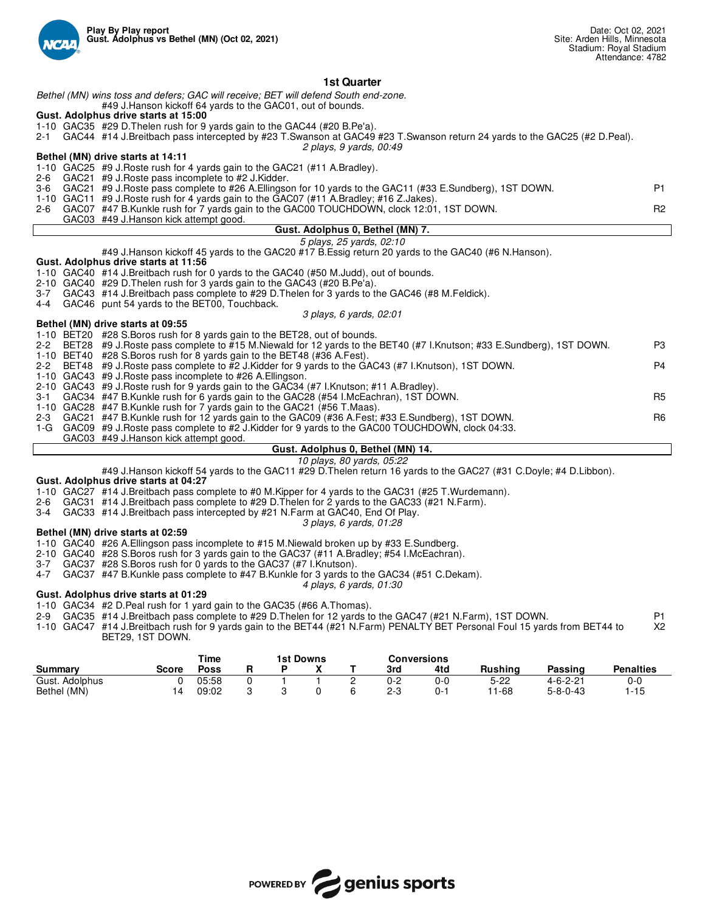**Play By Play report**
**Gust. Adolphus vs Bethel (MN) (Oct 02, 2021)**

Date: Oct 02, 2021
Site: Arden Hills, Minnesota
Stadium: Royal Stadium
Attendance: 4782

## 1st Quarter

*Bethel (MN) wins toss and defers; GAC will receive; BET will defend South end-zone.*

#49 J.Hanson kickoff 64 yards to the GAC01, out of bounds.

**Gust. Adolphus drive starts at 15:00**

1-10 GAC35 #29 D.Thelen rush for 9 yards gain to the GAC44 (#20 B.Pe'a).
2-1 GAC44 #14 J.Breitbach pass intercepted by #23 T.Swanson at GAC49 #23 T.Swanson return 24 yards to the GAC25 (#2 D.Peal).

*2 plays, 9 yards, 00:49*

**Bethel (MN) drive starts at 14:11**

1-10 GAC25 #9 J.Roste rush for 4 yards gain to the GAC21 (#11 A.Bradley).
2-6 GAC21 #9 J.Roste pass incomplete to #2 J.Kidder.
3-6 GAC21 #9 J.Roste pass complete to #26 A.Ellingson for 10 yards to the GAC11 (#33 E.Sundberg), 1ST DOWN. P1
1-10 GAC11 #9 J.Roste rush for 4 yards gain to the GAC07 (#11 A.Bradley; #16 Z.Jakes).
2-6 GAC07 #47 B.Kunkle rush for 7 yards gain to the GAC00 TOUCHDOWN, clock 12:01, 1ST DOWN. R2
GAC03 #49 J.Hanson kick attempt good.

**Gust. Adolphus 0, Bethel (MN) 7.**

*5 plays, 25 yards, 02:10*

#49 J.Hanson kickoff 45 yards to the GAC20 #17 B.Essig return 20 yards to the GAC40 (#6 N.Hanson).

**Gust. Adolphus drive starts at 11:56**

1-10 GAC40 #14 J.Breitbach rush for 0 yards to the GAC40 (#50 M.Judd), out of bounds.
2-10 GAC40 #29 D.Thelen rush for 3 yards gain to the GAC43 (#20 B.Pe'a).
3-7 GAC43 #14 J.Breitbach pass complete to #29 D.Thelen for 3 yards to the GAC46 (#8 M.Feldick).
4-4 GAC46 punt 54 yards to the BET00, Touchback.

*3 plays, 6 yards, 02:01*

**Bethel (MN) drive starts at 09:55**

1-10 BET20 #28 S.Boros rush for 8 yards gain to the BET28, out of bounds.
2-2 BET28 #9 J.Roste pass complete to #15 M.Niewald for 12 yards to the BET40 (#7 I.Knutson; #33 E.Sundberg), 1ST DOWN. P3
1-10 BET40 #28 S.Boros rush for 8 yards gain to the BET48 (#36 A.Fest).
2-2 BET48 #9 J.Roste pass complete to #2 J.Kidder for 9 yards to the GAC43 (#7 I.Knutson), 1ST DOWN. P4
1-10 GAC43 #9 J.Roste pass incomplete to #26 A.Ellingson.
2-10 GAC43 #9 J.Roste rush for 9 yards gain to the GAC34 (#7 I.Knutson; #11 A.Bradley).
3-1 GAC34 #47 B.Kunkle rush for 6 yards gain to the GAC28 (#54 I.McEachran), 1ST DOWN. R5
1-10 GAC28 #47 B.Kunkle rush for 7 yards gain to the GAC21 (#56 T.Maas).
2-3 GAC21 #47 B.Kunkle rush for 12 yards gain to the GAC09 (#36 A.Fest; #33 E.Sundberg), 1ST DOWN. R6
1-G GAC09 #9 J.Roste pass complete to #2 J.Kidder for 9 yards to the GAC00 TOUCHDOWN, clock 04:33.
GAC03 #49 J.Hanson kick attempt good.

**Gust. Adolphus 0, Bethel (MN) 14.**

*10 plays, 80 yards, 05:22*

#49 J.Hanson kickoff 54 yards to the GAC11 #29 D.Thelen return 16 yards to the GAC27 (#31 C.Doyle; #4 D.Libbon).

**Gust. Adolphus drive starts at 04:27**

1-10 GAC27 #14 J.Breitbach pass complete to #0 M.Kipper for 4 yards to the GAC31 (#25 T.Wurdemann).
2-6 GAC31 #14 J.Breitbach pass complete to #29 D.Thelen for 2 yards to the GAC33 (#21 N.Farm).
3-4 GAC33 #14 J.Breitbach pass intercepted by #21 N.Farm at GAC40, End Of Play.

*3 plays, 6 yards, 01:28*

**Bethel (MN) drive starts at 02:59**

1-10 GAC40 #26 A.Ellingson pass incomplete to #15 M.Niewald broken up by #33 E.Sundberg.
2-10 GAC40 #28 S.Boros rush for 3 yards gain to the GAC37 (#11 A.Bradley; #54 I.McEachran).
3-7 GAC37 #28 S.Boros rush for 0 yards to the GAC37 (#7 I.Knutson).
4-7 GAC37 #47 B.Kunkle pass complete to #47 B.Kunkle for 3 yards to the GAC34 (#51 C.Dekam).

*4 plays, 6 yards, 01:30*

**Gust. Adolphus drive starts at 01:29**

1-10 GAC34 #2 D.Peal rush for 1 yard gain to the GAC35 (#66 A.Thomas).
2-9 GAC35 #14 J.Breitbach pass complete to #29 D.Thelen for 12 yards to the GAC47 (#21 N.Farm), 1ST DOWN. P1
1-10 GAC47 #14 J.Breitbach rush for 9 yards gain to the BET44 (#21 N.Farm) PENALTY BET Personal Foul 15 yards from BET44 to BET29, 1ST DOWN. X2

| Summary | Score | Time Poss | 1st Downs R | P | X | T | Conversions 3rd | 4td | Rushing | Passing | Penalties |
|---|---|---|---|---|---|---|---|---|---|---|---|
| Gust. Adolphus | 0 | 05:58 | 0 | 1 | 1 | 2 | 0-2 | 0-0 | 5-22 | 4-6-2-21 | 0-0 |
| Bethel (MN) | 14 | 09:02 | 3 | 3 | 0 | 6 | 2-3 | 0-1 | 11-68 | 5-8-0-43 | 1-15 |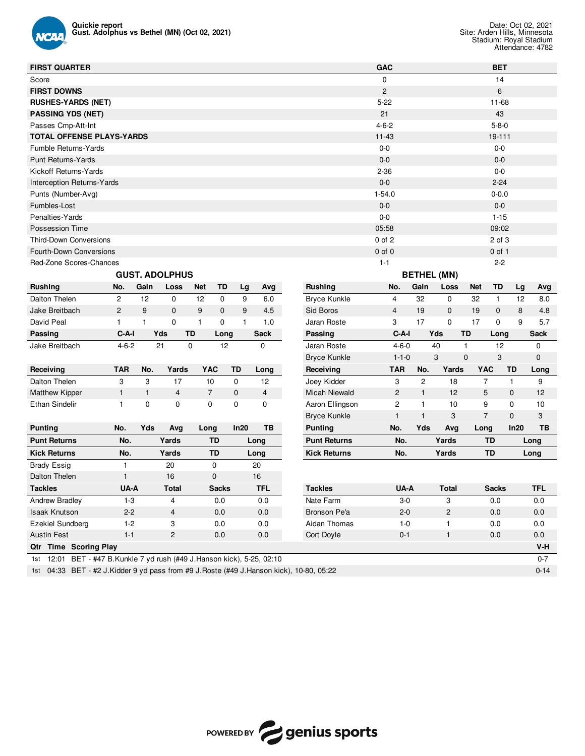**Quickie report**
**Gust. Adolphus vs Bethel (MN) (Oct 02, 2021)**

Date: Oct 02, 2021
Site: Arden Hills, Minnesota
Stadium: Royal Stadium
Attendance: 4782

| FIRST QUARTER | GAC | BET |
|---|---|---|
| Score | 0 | 14 |
| **FIRST DOWNS** | 2 | 6 |
| **RUSHES-YARDS (NET)** | 5-22 | 11-68 |
| **PASSING YDS (NET)** | 21 | 43 |
| Passes Cmp-Att-Int | 4-6-2 | 5-8-0 |
| **TOTAL OFFENSE PLAYS-YARDS** | 11-43 | 19-111 |
| Fumble Returns-Yards | 0-0 | 0-0 |
| Punt Returns-Yards | 0-0 | 0-0 |
| Kickoff Returns-Yards | 2-36 | 0-0 |
| Interception Returns-Yards | 0-0 | 2-24 |
| Punts (Number-Avg) | 1-54.0 | 0-0.0 |
| Fumbles-Lost | 0-0 | 0-0 |
| Penalties-Yards | 0-0 | 1-15 |
| Possession Time | 05:58 | 09:02 |
| Third-Down Conversions | 0 of 2 | 2 of 3 |
| Fourth-Down Conversions | 0 of 0 | 0 of 1 |
| Red-Zone Scores-Chances | 1-1 | 2-2 |

## GUST. ADOLPHUS

| Rushing | No. | Gain | Loss | Net | TD | Lg | Avg |
|---|---|---|---|---|---|---|---|
| Dalton Thelen | 2 | 12 | 0 | 12 | 0 | 9 | 6.0 |
| Jake Breitbach | 2 | 9 | 0 | 9 | 0 | 9 | 4.5 |
| David Peal | 1 | 1 | 0 | 1 | 0 | 1 | 1.0 |

| Passing | C-A-I | Yds | TD | Long | Sack |
|---|---|---|---|---|---|
| Jake Breitbach | 4-6-2 | 21 | 0 | 12 | 0 |

| Receiving | TAR | No. | Yards | YAC | TD | Long |
|---|---|---|---|---|---|---|
| Dalton Thelen | 3 | 3 | 17 | 10 | 0 | 12 |
| Matthew Kipper | 1 | 1 | 4 | 7 | 0 | 4 |
| Ethan Sindelir | 1 | 0 | 0 | 0 | 0 | 0 |

| Punting | No. | Yds | Avg | Long | In20 | TB |
|---|---|---|---|---|---|---|

| Punt Returns | No. | Yards | TD | Long |
|---|---|---|---|---|

| Kick Returns | No. | Yards | TD | Long |
|---|---|---|---|---|
| Brady Essig | 1 | 20 | 0 | 20 |
| Dalton Thelen | 1 | 16 | 0 | 16 |

| Tackles | UA-A | Total | Sacks | TFL |
|---|---|---|---|---|
| Andrew Bradley | 1-3 | 4 | 0.0 | 0.0 |
| Isaak Knutson | 2-2 | 4 | 0.0 | 0.0 |
| Ezekiel Sundberg | 1-2 | 3 | 0.0 | 0.0 |
| Austin Fest | 1-1 | 2 | 0.0 | 0.0 |

## BETHEL (MN)

| Rushing | No. | Gain | Loss | Net | TD | Lg | Avg |
|---|---|---|---|---|---|---|---|
| Bryce Kunkle | 4 | 32 | 0 | 32 | 1 | 12 | 8.0 |
| Sid Boros | 4 | 19 | 0 | 19 | 0 | 8 | 4.8 |
| Jaran Roste | 3 | 17 | 0 | 17 | 0 | 9 | 5.7 |

| Passing | C-A-I | Yds | TD | Long | Sack |
|---|---|---|---|---|---|
| Jaran Roste | 4-6-0 | 40 | 1 | 12 | 0 |
| Bryce Kunkle | 1-1-0 | 3 | 0 | 3 | 0 |

| Receiving | TAR | No. | Yards | YAC | TD | Long |
|---|---|---|---|---|---|---|
| Joey Kidder | 3 | 2 | 18 | 7 | 1 | 9 |
| Micah Niewald | 2 | 1 | 12 | 5 | 0 | 12 |
| Aaron Ellingson | 2 | 1 | 10 | 9 | 0 | 10 |
| Bryce Kunkle | 1 | 1 | 3 | 7 | 0 | 3 |

| Punting | No. | Yds | Avg | Long | In20 | TB |
|---|---|---|---|---|---|---|

| Punt Returns | No. | Yards | TD | Long |
|---|---|---|---|---|

| Kick Returns | No. | Yards | TD | Long |
|---|---|---|---|---|

| Tackles | UA-A | Total | Sacks | TFL |
|---|---|---|---|---|
| Nate Farm | 3-0 | 3 | 0.0 | 0.0 |
| Bronson Pe'a | 2-0 | 2 | 0.0 | 0.0 |
| Aidan Thomas | 1-0 | 1 | 0.0 | 0.0 |
| Cort Doyle | 0-1 | 1 | 0.0 | 0.0 |

| Qtr | Time | Scoring Play | V-H |
|---|---|---|---|
| 1st | 12:01 | BET - #47 B.Kunkle 7 yd rush (#49 J.Hanson kick), 5-25, 02:10 | 0-7 |
| 1st | 04:33 | BET - #2 J.Kidder 9 yd pass from #9 J.Roste (#49 J.Hanson kick), 10-80, 05:22 | 0-14 |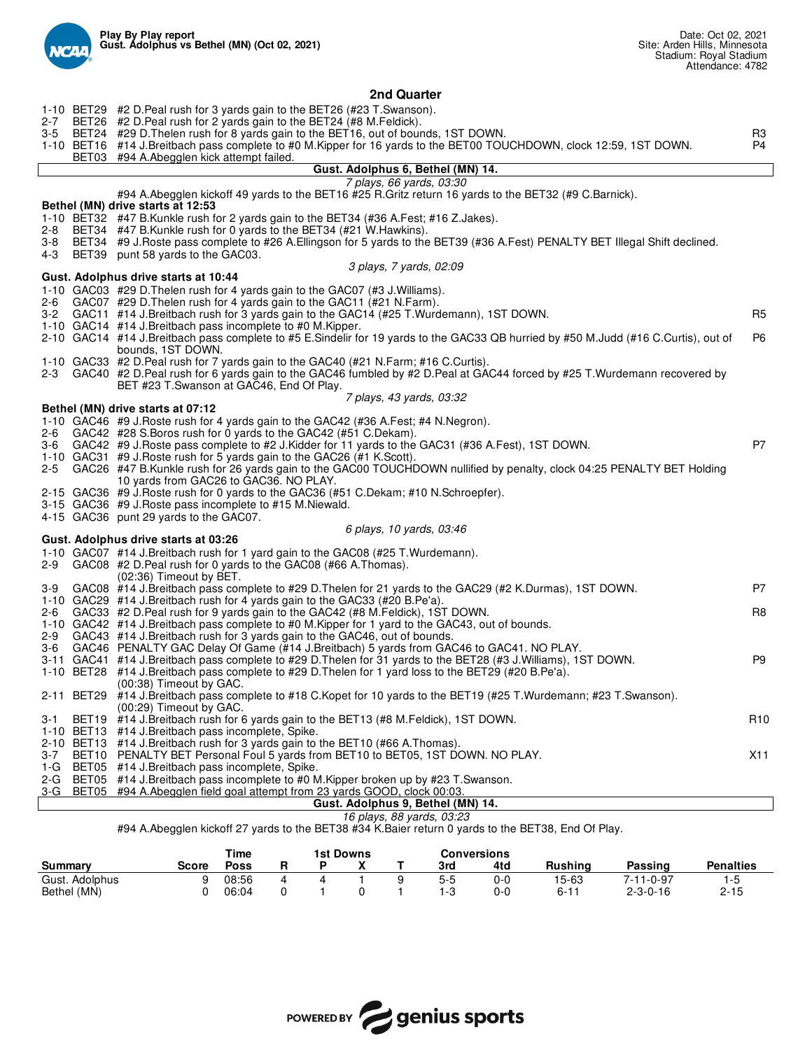**Play By Play report**
**Gust. Adolphus vs Bethel (MN) (Oct 02, 2021)**

Date: Oct 02, 2021
Site: Arden Hills, Minnesota
Stadium: Royal Stadium
Attendance: 4782

## 2nd Quarter

| | | | |
|---|---|---|---|
| 1-10 | BET29 | #2 D.Peal rush for 3 yards gain to the BET26 (#23 T.Swanson). | |
| 2-7 | BET26 | #2 D.Peal rush for 2 yards gain to the BET24 (#8 M.Feldick). | |
| 3-5 | BET24 | #29 D.Thelen rush for 8 yards gain to the BET16, out of bounds, 1ST DOWN. | R3 |
| 1-10 | BET16 | #14 J.Breitbach pass complete to #0 M.Kipper for 16 yards to the BET00 TOUCHDOWN, clock 12:59, 1ST DOWN. | P4 |
| | BET03 | #94 A.Abegglen kick attempt failed. | |

**Gust. Adolphus 6, Bethel (MN) 14.**

*7 plays, 66 yards, 03:30*

#94 A.Abegglen kickoff 49 yards to the BET16 #25 R.Gritz return 16 yards to the BET32 (#9 C.Barnick).

**Bethel (MN) drive starts at 12:53**

| | | | |
|---|---|---|---|
| 1-10 | BET32 | #47 B.Kunkle rush for 2 yards gain to the BET34 (#36 A.Fest; #16 Z.Jakes). | |
| 2-8 | BET34 | #47 B.Kunkle rush for 0 yards to the BET34 (#21 W.Hawkins). | |
| 3-8 | BET34 | #9 J.Roste pass complete to #26 A.Ellingson for 5 yards to the BET39 (#36 A.Fest) PENALTY BET Illegal Shift declined. | |
| 4-3 | BET39 | punt 58 yards to the GAC03. | |

*3 plays, 7 yards, 02:09*

**Gust. Adolphus drive starts at 10:44**

| | | | |
|---|---|---|---|
| 1-10 | GAC03 | #29 D.Thelen rush for 4 yards gain to the GAC07 (#3 J.Williams). | |
| 2-6 | GAC07 | #29 D.Thelen rush for 4 yards gain to the GAC11 (#21 N.Farm). | |
| 3-2 | GAC11 | #14 J.Breitbach rush for 3 yards gain to the GAC14 (#25 T.Wurdemann), 1ST DOWN. | R5 |
| 1-10 | GAC14 | #14 J.Breitbach pass incomplete to #0 M.Kipper. | |
| 2-10 | GAC14 | #14 J.Breitbach pass complete to #5 E.Sindelir for 19 yards to the GAC33 QB hurried by #50 M.Judd (#16 C.Curtis), out of bounds, 1ST DOWN. | P6 |
| 1-10 | GAC33 | #2 D.Peal rush for 7 yards gain to the GAC40 (#21 N.Farm; #16 C.Curtis). | |
| 2-3 | GAC40 | #2 D.Peal rush for 6 yards gain to the GAC46 fumbled by #2 D.Peal at GAC44 forced by #25 T.Wurdemann recovered by BET #23 T.Swanson at GAC46, End Of Play. | |

*7 plays, 43 yards, 03:32*

**Bethel (MN) drive starts at 07:12**

| | | | |
|---|---|---|---|
| 1-10 | GAC46 | #9 J.Roste rush for 4 yards gain to the GAC42 (#36 A.Fest; #4 N.Negron). | |
| 2-6 | GAC42 | #28 S.Boros rush for 0 yards to the GAC42 (#51 C.Dekam). | |
| 3-6 | GAC42 | #9 J.Roste pass complete to #2 J.Kidder for 11 yards to the GAC31 (#36 A.Fest), 1ST DOWN. | P7 |
| 1-10 | GAC31 | #9 J.Roste rush for 5 yards gain to the GAC26 (#1 K.Scott). | |
| 2-5 | GAC26 | #47 B.Kunkle rush for 26 yards gain to the GAC00 TOUCHDOWN nullified by penalty, clock 04:25 PENALTY BET Holding 10 yards from GAC26 to GAC36. NO PLAY. | |
| 2-15 | GAC36 | #9 J.Roste rush for 0 yards to the GAC36 (#51 C.Dekam; #10 N.Schroepfer). | |
| 3-15 | GAC36 | #9 J.Roste pass incomplete to #15 M.Niewald. | |
| 4-15 | GAC36 | punt 29 yards to the GAC07. | |

*6 plays, 10 yards, 03:46*

**Gust. Adolphus drive starts at 03:26**

| | | | |
|---|---|---|---|
| 1-10 | GAC07 | #14 J.Breitbach rush for 1 yard gain to the GAC08 (#25 T.Wurdemann). | |
| 2-9 | GAC08 | #2 D.Peal rush for 0 yards to the GAC08 (#66 A.Thomas). (02:36) Timeout by BET. | |
| 3-9 | GAC08 | #14 J.Breitbach pass complete to #29 D.Thelen for 21 yards to the GAC29 (#2 K.Durmas), 1ST DOWN. | P7 |
| 1-10 | GAC29 | #14 J.Breitbach rush for 4 yards gain to the GAC33 (#20 B.Pe'a). | |
| 2-6 | GAC33 | #2 D.Peal rush for 9 yards gain to the GAC42 (#8 M.Feldick), 1ST DOWN. | R8 |
| 1-10 | GAC42 | #14 J.Breitbach pass complete to #0 M.Kipper for 1 yard to the GAC43, out of bounds. | |
| 2-9 | GAC43 | #14 J.Breitbach rush for 3 yards gain to the GAC46, out of bounds. | |
| 3-6 | GAC46 | PENALTY GAC Delay Of Game (#14 J.Breitbach) 5 yards from GAC46 to GAC41. NO PLAY. | |
| 3-11 | GAC41 | #14 J.Breitbach pass complete to #29 D.Thelen for 31 yards to the BET28 (#3 J.Williams), 1ST DOWN. | P9 |
| 1-10 | BET28 | #14 J.Breitbach pass complete to #29 D.Thelen for 1 yard loss to the BET29 (#20 B.Pe'a). (00:38) Timeout by GAC. | |
| 2-11 | BET29 | #14 J.Breitbach pass complete to #18 C.Kopet for 10 yards to the BET19 (#25 T.Wurdemann; #23 T.Swanson). (00:29) Timeout by GAC. | |
| 3-1 | BET19 | #14 J.Breitbach rush for 6 yards gain to the BET13 (#8 M.Feldick), 1ST DOWN. | R10 |
| 1-10 | BET13 | #14 J.Breitbach pass incomplete, Spike. | |
| 2-10 | BET13 | #14 J.Breitbach rush for 3 yards gain to the BET10 (#66 A.Thomas). | |
| 3-7 | BET10 | PENALTY BET Personal Foul 5 yards from BET10 to BET05, 1ST DOWN. NO PLAY. | X11 |
| 1-G | BET05 | #14 J.Breitbach pass incomplete, Spike. | |
| 2-G | BET05 | #14 J.Breitbach pass incomplete to #0 M.Kipper broken up by #23 T.Swanson. | |
| 3-G | BET05 | #94 A.Abegglen field goal attempt from 23 yards GOOD, clock 00:03. | |

**Gust. Adolphus 9, Bethel (MN) 14.**

*16 plays, 88 yards, 03:23*

#94 A.Abegglen kickoff 27 yards to the BET38 #34 K.Baier return 0 yards to the BET38, End Of Play.

| Summary | Score | Time Poss | R | 1st Downs P | X | T | Conversions 3rd | 4td | Rushing | Passing | Penalties |
|---|---|---|---|---|---|---|---|---|---|---|---|
| Gust. Adolphus | 9 | 08:56 | 4 | 4 | 1 | 9 | 5-5 | 0-0 | 15-63 | 7-11-0-97 | 1-5 |
| Bethel (MN) | 0 | 06:04 | 0 | 1 | 0 | 1 | 1-3 | 0-0 | 6-11 | 2-3-0-16 | 2-15 |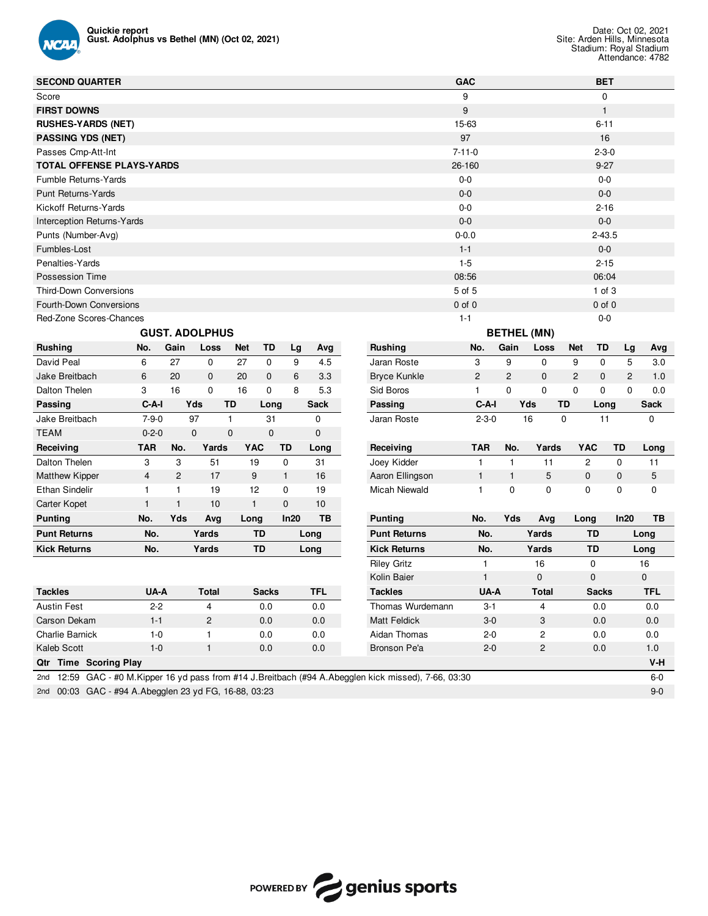**Quickie report**
**Gust. Adolphus vs Bethel (MN) (Oct 02, 2021)**

Date: Oct 02, 2021
Site: Arden Hills, Minnesota
Stadium: Royal Stadium
Attendance: 4782

| SECOND QUARTER | GAC | BET |
|---|---|---|
| Score | 9 | 0 |
| **FIRST DOWNS** | 9 | 1 |
| **RUSHES-YARDS (NET)** | 15-63 | 6-11 |
| **PASSING YDS (NET)** | 97 | 16 |
| Passes Cmp-Att-Int | 7-11-0 | 2-3-0 |
| **TOTAL OFFENSE PLAYS-YARDS** | 26-160 | 9-27 |
| Fumble Returns-Yards | 0-0 | 0-0 |
| Punt Returns-Yards | 0-0 | 0-0 |
| Kickoff Returns-Yards | 0-0 | 2-16 |
| Interception Returns-Yards | 0-0 | 0-0 |
| Punts (Number-Avg) | 0-0.0 | 2-43.5 |
| Fumbles-Lost | 1-1 | 0-0 |
| Penalties-Yards | 1-5 | 2-15 |
| Possession Time | 08:56 | 06:04 |
| Third-Down Conversions | 5 of 5 | 1 of 3 |
| Fourth-Down Conversions | 0 of 0 | 0 of 0 |
| Red-Zone Scores-Chances | 1-1 | 0-0 |

## GUST. ADOLPHUS

| Rushing | No. | Gain | Loss | Net | TD | Lg | Avg |
|---|---|---|---|---|---|---|---|
| David Peal | 6 | 27 | 0 | 27 | 0 | 9 | 4.5 |
| Jake Breitbach | 6 | 20 | 0 | 20 | 0 | 6 | 3.3 |
| Dalton Thelen | 3 | 16 | 0 | 16 | 0 | 8 | 5.3 |

| Passing | C-A-I | Yds | TD | Long | Sack |
|---|---|---|---|---|---|
| Jake Breitbach | 7-9-0 | 97 | 1 | 31 | 0 |
| TEAM | 0-2-0 | 0 | 0 | 0 | 0 |

| Receiving | TAR | No. | Yards | YAC | TD | Long |
|---|---|---|---|---|---|---|
| Dalton Thelen | 3 | 3 | 51 | 19 | 0 | 31 |
| Matthew Kipper | 4 | 2 | 17 | 9 | 1 | 16 |
| Ethan Sindelir | 1 | 1 | 19 | 12 | 0 | 19 |
| Carter Kopet | 1 | 1 | 10 | 1 | 0 | 10 |

| Punting | No. | Yds | Avg | Long | In20 | TB |
|---|---|---|---|---|---|---|

| Punt Returns | No. | Yards | TD | Long |
|---|---|---|---|---|

| Kick Returns | No. | Yards | TD | Long |
|---|---|---|---|---|

| Tackles | UA-A | Total | Sacks | TFL |
|---|---|---|---|---|
| Austin Fest | 2-2 | 4 | 0.0 | 0.0 |
| Carson Dekam | 1-1 | 2 | 0.0 | 0.0 |
| Charlie Barnick | 1-0 | 1 | 0.0 | 0.0 |
| Kaleb Scott | 1-0 | 1 | 0.0 | 0.0 |

## BETHEL (MN)

| Rushing | No. | Gain | Loss | Net | TD | Lg | Avg |
|---|---|---|---|---|---|---|---|
| Jaran Roste | 3 | 9 | 0 | 9 | 0 | 5 | 3.0 |
| Bryce Kunkle | 2 | 2 | 0 | 2 | 0 | 2 | 1.0 |
| Sid Boros | 1 | 0 | 0 | 0 | 0 | 0 | 0.0 |

| Passing | C-A-I | Yds | TD | Long | Sack |
|---|---|---|---|---|---|
| Jaran Roste | 2-3-0 | 16 | 0 | 11 | 0 |

| Receiving | TAR | No. | Yards | YAC | TD | Long |
|---|---|---|---|---|---|---|
| Joey Kidder | 1 | 1 | 11 | 2 | 0 | 11 |
| Aaron Ellingson | 1 | 1 | 5 | 0 | 0 | 5 |
| Micah Niewald | 1 | 0 | 0 | 0 | 0 | 0 |

| Punting | No. | Yds | Avg | Long | In20 | TB |
|---|---|---|---|---|---|---|

| Punt Returns | No. | Yards | TD | Long |
|---|---|---|---|---|

| Kick Returns | No. | Yards | TD | Long |
|---|---|---|---|---|
| Riley Gritz | 1 | 16 | 0 | 16 |
| Kolin Baier | 1 | 0 | 0 | 0 |

| Tackles | UA-A | Total | Sacks | TFL |
|---|---|---|---|---|
| Thomas Wurdemann | 3-1 | 4 | 0.0 | 0.0 |
| Matt Feldick | 3-0 | 3 | 0.0 | 0.0 |
| Aidan Thomas | 2-0 | 2 | 0.0 | 0.0 |
| Bronson Pe'a | 2-0 | 2 | 0.0 | 1.0 |

| Qtr | Time | Scoring Play | V-H |
|---|---|---|---|
| 2nd | 12:59 | GAC - #0 M.Kipper 16 yd pass from #14 J.Breitbach (#94 A.Abegglen kick missed), 7-66, 03:30 | 6-0 |
| 2nd | 00:03 | GAC - #94 A.Abegglen 23 yd FG, 16-88, 03:23 | 9-0 |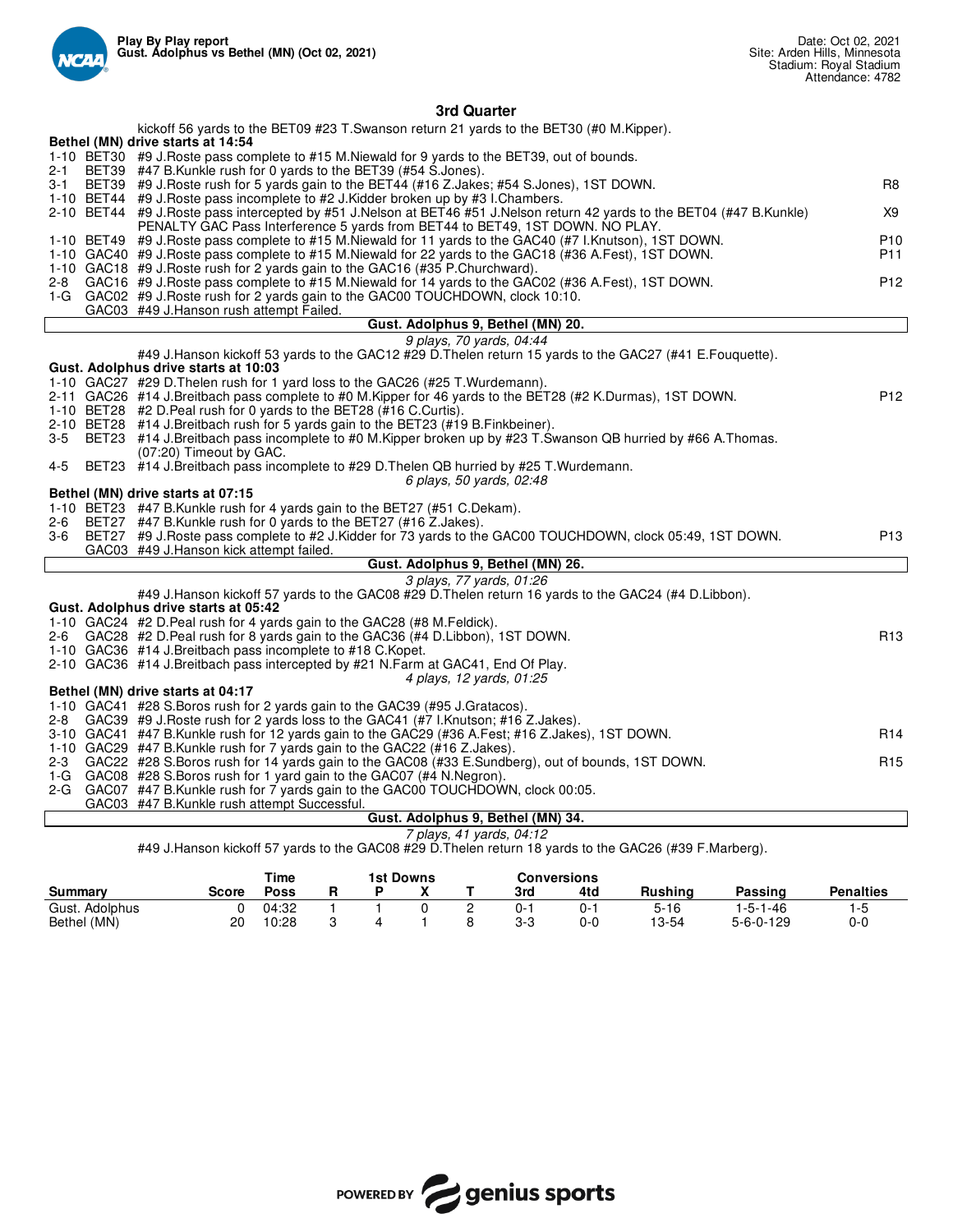Play By Play report
Gust. Adolphus vs Bethel (MN) (Oct 02, 2021)

Date: Oct 02, 2021
Site: Arden Hills, Minnesota
Stadium: Royal Stadium
Attendance: 4782

## 3rd Quarter

kickoff 56 yards to the BET09 #23 T.Swanson return 21 yards to the BET30 (#0 M.Kipper).

**Bethel (MN) drive starts at 14:54**

| Down | Spot | Play | |
|---|---|---|---|
| 1-10 | BET30 | #9 J.Roste pass complete to #15 M.Niewald for 9 yards to the BET39, out of bounds. | |
| 2-1 | BET39 | #47 B.Kunkle rush for 0 yards to the BET39 (#54 S.Jones). | |
| 3-1 | BET39 | #9 J.Roste rush for 5 yards gain to the BET44 (#16 Z.Jakes; #54 S.Jones), 1ST DOWN. | R8 |
| 1-10 | BET44 | #9 J.Roste pass incomplete to #2 J.Kidder broken up by #3 I.Chambers. | |
| 2-10 | BET44 | #9 J.Roste pass intercepted by #51 J.Nelson at BET46 #51 J.Nelson return 42 yards to the BET04 (#47 B.Kunkle) PENALTY GAC Pass Interference 5 yards from BET44 to BET49, 1ST DOWN. NO PLAY. | X9 |
| 1-10 | BET49 | #9 J.Roste pass complete to #15 M.Niewald for 11 yards to the GAC40 (#7 I.Knutson), 1ST DOWN. | P10 |
| 1-10 | GAC40 | #9 J.Roste pass complete to #15 M.Niewald for 22 yards to the GAC18 (#36 A.Fest), 1ST DOWN. | P11 |
| 1-10 | GAC18 | #9 J.Roste rush for 2 yards gain to the GAC16 (#35 P.Churchward). | |
| 2-8 | GAC16 | #9 J.Roste pass complete to #15 M.Niewald for 14 yards to the GAC02 (#36 A.Fest), 1ST DOWN. | P12 |
| 1-G | GAC02 | #9 J.Roste rush for 2 yards gain to the GAC00 TOUCHDOWN, clock 10:10. | |
| | GAC03 | #49 J.Hanson rush attempt Failed. | |

**Gust. Adolphus 9, Bethel (MN) 20.**

*9 plays, 70 yards, 04:44*

#49 J.Hanson kickoff 53 yards to the GAC12 #29 D.Thelen return 15 yards to the GAC27 (#41 E.Fouquette).

**Gust. Adolphus drive starts at 10:03**

| Down | Spot | Play | |
|---|---|---|---|
| 1-10 | GAC27 | #29 D.Thelen rush for 1 yard loss to the GAC26 (#25 T.Wurdemann). | |
| 2-11 | GAC26 | #14 J.Breitbach pass complete to #0 M.Kipper for 46 yards to the BET28 (#2 K.Durmas), 1ST DOWN. | P12 |
| 1-10 | BET28 | #2 D.Peal rush for 0 yards to the BET28 (#16 C.Curtis). | |
| 2-10 | BET28 | #14 J.Breitbach rush for 5 yards gain to the BET23 (#19 B.Finkbeiner). | |
| 3-5 | BET23 | #14 J.Breitbach pass incomplete to #0 M.Kipper broken up by #23 T.Swanson QB hurried by #66 A.Thomas. (07:20) Timeout by GAC. | |
| 4-5 | BET23 | #14 J.Breitbach pass incomplete to #29 D.Thelen QB hurried by #25 T.Wurdemann. | |

*6 plays, 50 yards, 02:48*

**Bethel (MN) drive starts at 07:15**

| Down | Spot | Play | |
|---|---|---|---|
| 1-10 | BET23 | #47 B.Kunkle rush for 4 yards gain to the BET27 (#51 C.Dekam). | |
| 2-6 | BET27 | #47 B.Kunkle rush for 0 yards to the BET27 (#16 Z.Jakes). | |
| 3-6 | BET27 | #9 J.Roste pass complete to #2 J.Kidder for 73 yards to the GAC00 TOUCHDOWN, clock 05:49, 1ST DOWN. | P13 |
| | GAC03 | #49 J.Hanson kick attempt failed. | |

**Gust. Adolphus 9, Bethel (MN) 26.**

*3 plays, 77 yards, 01:26*

#49 J.Hanson kickoff 57 yards to the GAC08 #29 D.Thelen return 16 yards to the GAC24 (#4 D.Libbon).

**Gust. Adolphus drive starts at 05:42**

| Down | Spot | Play | |
|---|---|---|---|
| 1-10 | GAC24 | #2 D.Peal rush for 4 yards gain to the GAC28 (#8 M.Feldick). | |
| 2-6 | GAC28 | #2 D.Peal rush for 8 yards gain to the GAC36 (#4 D.Libbon), 1ST DOWN. | R13 |
| 1-10 | GAC36 | #14 J.Breitbach pass incomplete to #18 C.Kopet. | |
| 2-10 | GAC36 | #14 J.Breitbach pass intercepted by #21 N.Farm at GAC41, End Of Play. | |

*4 plays, 12 yards, 01:25*

**Bethel (MN) drive starts at 04:17**

| Down | Spot | Play | |
|---|---|---|---|
| 1-10 | GAC41 | #28 S.Boros rush for 2 yards gain to the GAC39 (#95 J.Gratacos). | |
| 2-8 | GAC39 | #9 J.Roste rush for 2 yards loss to the GAC41 (#7 I.Knutson; #16 Z.Jakes). | |
| 3-10 | GAC41 | #47 B.Kunkle rush for 12 yards gain to the GAC29 (#36 A.Fest; #16 Z.Jakes), 1ST DOWN. | R14 |
| 1-10 | GAC29 | #47 B.Kunkle rush for 7 yards gain to the GAC22 (#16 Z.Jakes). | |
| 2-3 | GAC22 | #28 S.Boros rush for 14 yards gain to the GAC08 (#33 E.Sundberg), out of bounds, 1ST DOWN. | R15 |
| 1-G | GAC08 | #28 S.Boros rush for 1 yard gain to the GAC07 (#4 N.Negron). | |
| 2-G | GAC07 | #47 B.Kunkle rush for 7 yards gain to the GAC00 TOUCHDOWN, clock 00:05. | |
| | GAC03 | #47 B.Kunkle rush attempt Successful. | |

**Gust. Adolphus 9, Bethel (MN) 34.**

*7 plays, 41 yards, 04:12*

#49 J.Hanson kickoff 57 yards to the GAC08 #29 D.Thelen return 18 yards to the GAC26 (#39 F.Marberg).

| Summary | Score | Time Poss | 1st Downs R | 1st Downs P | 1st Downs X | 1st Downs T | Conversions 3rd | Conversions 4td | Rushing | Passing | Penalties |
|---|---|---|---|---|---|---|---|---|---|---|---|
| Gust. Adolphus | 0 | 04:32 | 1 | 1 | 0 | 2 | 0-1 | 0-1 | 5-16 | 1-5-1-46 | 1-5 |
| Bethel (MN) | 20 | 10:28 | 3 | 4 | 1 | 8 | 3-3 | 0-0 | 13-54 | 5-6-0-129 | 0-0 |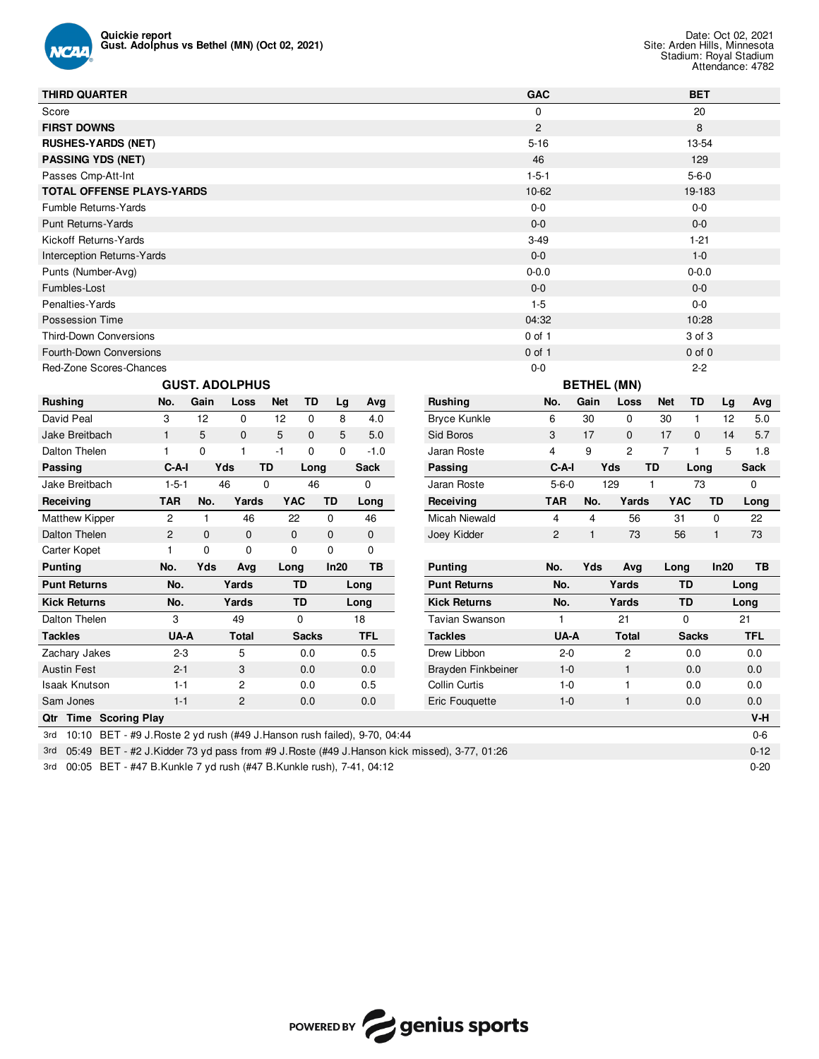Quickie report
Gust. Adolphus vs Bethel (MN) (Oct 02, 2021)

Date: Oct 02, 2021
Site: Arden Hills, Minnesota
Stadium: Royal Stadium
Attendance: 4782

| THIRD QUARTER | GAC | BET |
|---|---|---|
| Score | 0 | 20 |
| **FIRST DOWNS** | 2 | 8 |
| **RUSHES-YARDS (NET)** | 5-16 | 13-54 |
| **PASSING YDS (NET)** | 46 | 129 |
| Passes Cmp-Att-Int | 1-5-1 | 5-6-0 |
| **TOTAL OFFENSE PLAYS-YARDS** | 10-62 | 19-183 |
| Fumble Returns-Yards | 0-0 | 0-0 |
| Punt Returns-Yards | 0-0 | 0-0 |
| Kickoff Returns-Yards | 3-49 | 1-21 |
| Interception Returns-Yards | 0-0 | 1-0 |
| Punts (Number-Avg) | 0-0.0 | 0-0.0 |
| Fumbles-Lost | 0-0 | 0-0 |
| Penalties-Yards | 1-5 | 0-0 |
| Possession Time | 04:32 | 10:28 |
| Third-Down Conversions | 0 of 1 | 3 of 3 |
| Fourth-Down Conversions | 0 of 1 | 0 of 0 |
| Red-Zone Scores-Chances | 0-0 | 2-2 |

## GUST. ADOLPHUS

| Rushing | No. | Gain | Loss | Net | TD | Lg | Avg |
|---|---|---|---|---|---|---|---|
| David Peal | 3 | 12 | 0 | 12 | 0 | 8 | 4.0 |
| Jake Breitbach | 1 | 5 | 0 | 5 | 0 | 5 | 5.0 |
| Dalton Thelen | 1 | 0 | 1 | -1 | 0 | 0 | -1.0 |

| Passing | C-A-I | Yds | TD | Long | Sack |
|---|---|---|---|---|---|
| Jake Breitbach | 1-5-1 | 46 | 0 | 46 | 0 |

| Receiving | TAR | No. | Yards | YAC | TD | Long |
|---|---|---|---|---|---|---|
| Matthew Kipper | 2 | 1 | 46 | 22 | 0 | 46 |
| Dalton Thelen | 2 | 0 | 0 | 0 | 0 | 0 |
| Carter Kopet | 1 | 0 | 0 | 0 | 0 | 0 |

| Punting | No. | Yds | Avg | Long | In20 | TB |
|---|---|---|---|---|---|---|

| Punt Returns | No. | Yards | TD | Long |
|---|---|---|---|---|

| Kick Returns | No. | Yards | TD | Long |
|---|---|---|---|---|
| Dalton Thelen | 3 | 49 | 0 | 18 |

| Tackles | UA-A | Total | Sacks | TFL |
|---|---|---|---|---|
| Zachary Jakes | 2-3 | 5 | 0.0 | 0.5 |
| Austin Fest | 2-1 | 3 | 0.0 | 0.0 |
| Isaak Knutson | 1-1 | 2 | 0.0 | 0.5 |
| Sam Jones | 1-1 | 2 | 0.0 | 0.0 |

## BETHEL (MN)

| Rushing | No. | Gain | Loss | Net | TD | Lg | Avg |
|---|---|---|---|---|---|---|---|
| Bryce Kunkle | 6 | 30 | 0 | 30 | 1 | 12 | 5.0 |
| Sid Boros | 3 | 17 | 0 | 17 | 0 | 14 | 5.7 |
| Jaran Roste | 4 | 9 | 2 | 7 | 1 | 5 | 1.8 |

| Passing | C-A-I | Yds | TD | Long | Sack |
|---|---|---|---|---|---|
| Jaran Roste | 5-6-0 | 129 | 1 | 73 | 0 |

| Receiving | TAR | No. | Yards | YAC | TD | Long |
|---|---|---|---|---|---|---|
| Micah Niewald | 4 | 4 | 56 | 31 | 0 | 22 |
| Joey Kidder | 2 | 1 | 73 | 56 | 1 | 73 |

| Punting | No. | Yds | Avg | Long | In20 | TB |
|---|---|---|---|---|---|---|

| Punt Returns | No. | Yards | TD | Long |
|---|---|---|---|---|

| Kick Returns | No. | Yards | TD | Long |
|---|---|---|---|---|
| Tavian Swanson | 1 | 21 | 0 | 21 |

| Tackles | UA-A | Total | Sacks | TFL |
|---|---|---|---|---|
| Drew Libbon | 2-0 | 2 | 0.0 | 0.0 |
| Brayden Finkbeiner | 1-0 | 1 | 0.0 | 0.0 |
| Collin Curtis | 1-0 | 1 | 0.0 | 0.0 |
| Eric Fouquette | 1-0 | 1 | 0.0 | 0.0 |

## Scoring Plays

| Qtr | Time | Scoring Play | V-H |
|---|---|---|---|
| 3rd | 10:10 | BET - #9 J.Roste 2 yd rush (#49 J.Hanson rush failed), 9-70, 04:44 | 0-6 |
| 3rd | 05:49 | BET - #2 J.Kidder 73 yd pass from #9 J.Roste (#49 J.Hanson kick missed), 3-77, 01:26 | 0-12 |
| 3rd | 00:05 | BET - #47 B.Kunkle 7 yd rush (#47 B.Kunkle rush), 7-41, 04:12 | 0-20 |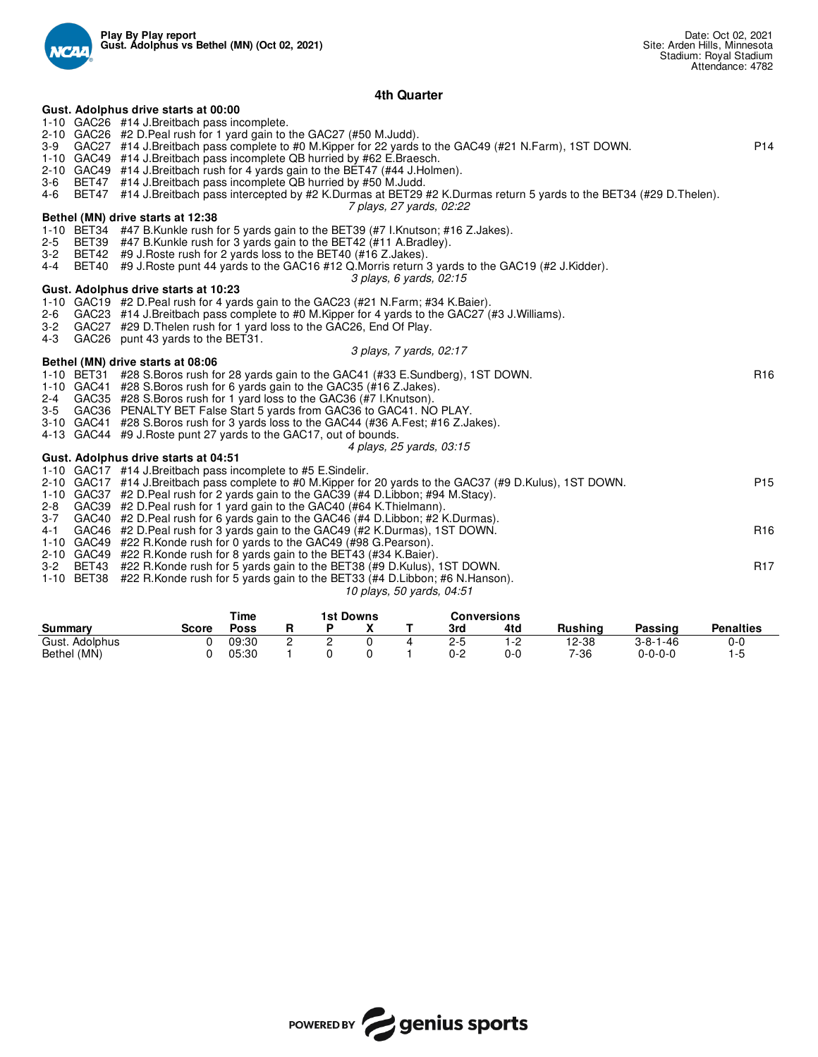**Play By Play report**
**Gust. Adolphus vs Bethel (MN) (Oct 02, 2021)**

Date: Oct 02, 2021
Site: Arden Hills, Minnesota
Stadium: Royal Stadium
Attendance: 4782

## 4th Quarter

**Gust. Adolphus drive starts at 00:00**

| | | | |
|---|---|---|---|
| 1-10 | GAC26 | #14 J.Breitbach pass incomplete. | |
| 2-10 | GAC26 | #2 D.Peal rush for 1 yard gain to the GAC27 (#50 M.Judd). | |
| 3-9 | GAC27 | #14 J.Breitbach pass complete to #0 M.Kipper for 22 yards to the GAC49 (#21 N.Farm), 1ST DOWN. | P14 |
| 1-10 | GAC49 | #14 J.Breitbach pass incomplete QB hurried by #62 E.Braesch. | |
| 2-10 | GAC49 | #14 J.Breitbach rush for 4 yards gain to the BET47 (#44 J.Holmen). | |
| 3-6 | BET47 | #14 J.Breitbach pass incomplete QB hurried by #50 M.Judd. | |
| 4-6 | BET47 | #14 J.Breitbach pass intercepted by #2 K.Durmas at BET29 #2 K.Durmas return 5 yards to the BET34 (#29 D.Thelen). | |

*7 plays, 27 yards, 02:22*

**Bethel (MN) drive starts at 12:38**

| | | | |
|---|---|---|---|
| 1-10 | BET34 | #47 B.Kunkle rush for 5 yards gain to the BET39 (#7 I.Knutson; #16 Z.Jakes). | |
| 2-5 | BET39 | #47 B.Kunkle rush for 3 yards gain to the BET42 (#11 A.Bradley). | |
| 3-2 | BET42 | #9 J.Roste rush for 2 yards loss to the BET40 (#16 Z.Jakes). | |
| 4-4 | BET40 | #9 J.Roste punt 44 yards to the GAC16 #12 Q.Morris return 3 yards to the GAC19 (#2 J.Kidder). | |

*3 plays, 6 yards, 02:15*

**Gust. Adolphus drive starts at 10:23**

| | | | |
|---|---|---|---|
| 1-10 | GAC19 | #2 D.Peal rush for 4 yards gain to the GAC23 (#21 N.Farm; #34 K.Baier). | |
| 2-6 | GAC23 | #14 J.Breitbach pass complete to #0 M.Kipper for 4 yards to the GAC27 (#3 J.Williams). | |
| 3-2 | GAC27 | #29 D.Thelen rush for 1 yard loss to the GAC26, End Of Play. | |
| 4-3 | GAC26 | punt 43 yards to the BET31. | |

*3 plays, 7 yards, 02:17*

**Bethel (MN) drive starts at 08:06**

| | | | |
|---|---|---|---|
| 1-10 | BET31 | #28 S.Boros rush for 28 yards gain to the GAC41 (#33 E.Sundberg), 1ST DOWN. | R16 |
| 1-10 | GAC41 | #28 S.Boros rush for 6 yards gain to the GAC35 (#16 Z.Jakes). | |
| 2-4 | GAC35 | #28 S.Boros rush for 1 yard loss to the GAC36 (#7 I.Knutson). | |
| 3-5 | GAC36 | PENALTY BET False Start 5 yards from GAC36 to GAC41. NO PLAY. | |
| 3-10 | GAC41 | #28 S.Boros rush for 3 yards loss to the GAC44 (#36 A.Fest; #16 Z.Jakes). | |
| 4-13 | GAC44 | #9 J.Roste punt 27 yards to the GAC17, out of bounds. | |

*4 plays, 25 yards, 03:15*

**Gust. Adolphus drive starts at 04:51**

| | | | |
|---|---|---|---|
| 1-10 | GAC17 | #14 J.Breitbach pass incomplete to #5 E.Sindelir. | |
| 2-10 | GAC17 | #14 J.Breitbach pass complete to #0 M.Kipper for 20 yards to the GAC37 (#9 D.Kulus), 1ST DOWN. | P15 |
| 1-10 | GAC37 | #2 D.Peal rush for 2 yards gain to the GAC39 (#4 D.Libbon; #94 M.Stacy). | |
| 2-8 | GAC39 | #2 D.Peal rush for 1 yard gain to the GAC40 (#64 K.Thielmann). | |
| 3-7 | GAC40 | #2 D.Peal rush for 6 yards gain to the GAC46 (#4 D.Libbon; #2 K.Durmas). | |
| 4-1 | GAC46 | #2 D.Peal rush for 3 yards gain to the GAC49 (#2 K.Durmas), 1ST DOWN. | R16 |
| 1-10 | GAC49 | #22 R.Konde rush for 0 yards to the GAC49 (#98 G.Pearson). | |
| 2-10 | GAC49 | #22 R.Konde rush for 8 yards gain to the BET43 (#34 K.Baier). | |
| 3-2 | BET43 | #22 R.Konde rush for 5 yards gain to the BET38 (#9 D.Kulus), 1ST DOWN. | R17 |
| 1-10 | BET38 | #22 R.Konde rush for 5 yards gain to the BET33 (#4 D.Libbon; #6 N.Hanson). | |

*10 plays, 50 yards, 04:51*

| Summary | Score | Time Poss | 1st Downs R | 1st Downs P | 1st Downs X | 1st Downs T | Conversions 3rd | Conversions 4td | Rushing | Passing | Penalties |
|---|---|---|---|---|---|---|---|---|---|---|---|
| Gust. Adolphus | 0 | 09:30 | 2 | 2 | 0 | 4 | 2-5 | 1-2 | 12-38 | 3-8-1-46 | 0-0 |
| Bethel (MN) | 0 | 05:30 | 1 | 0 | 0 | 1 | 0-2 | 0-0 | 7-36 | 0-0-0-0 | 1-5 |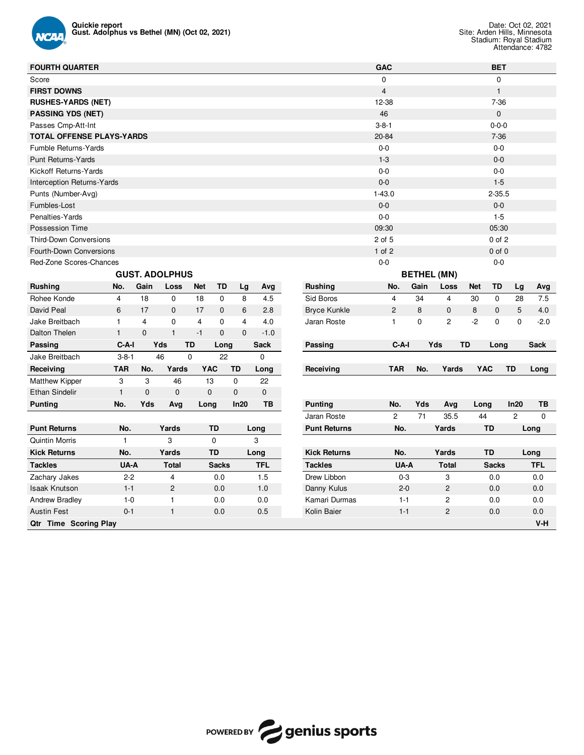Quickie report
**Gust. Adolphus vs Bethel (MN) (Oct 02, 2021)**

Date: Oct 02, 2021
Site: Arden Hills, Minnesota
Stadium: Royal Stadium
Attendance: 4782

| FOURTH QUARTER | GAC | BET |
|---|---|---|
| Score | 0 | 0 |
| **FIRST DOWNS** | 4 | 1 |
| **RUSHES-YARDS (NET)** | 12-38 | 7-36 |
| **PASSING YDS (NET)** | 46 | 0 |
| Passes Cmp-Att-Int | 3-8-1 | 0-0-0 |
| **TOTAL OFFENSE PLAYS-YARDS** | 20-84 | 7-36 |
| Fumble Returns-Yards | 0-0 | 0-0 |
| Punt Returns-Yards | 1-3 | 0-0 |
| Kickoff Returns-Yards | 0-0 | 0-0 |
| Interception Returns-Yards | 0-0 | 1-5 |
| Punts (Number-Avg) | 1-43.0 | 2-35.5 |
| Fumbles-Lost | 0-0 | 0-0 |
| Penalties-Yards | 0-0 | 1-5 |
| Possession Time | 09:30 | 05:30 |
| Third-Down Conversions | 2 of 5 | 0 of 2 |
| Fourth-Down Conversions | 1 of 2 | 0 of 0 |
| Red-Zone Scores-Chances | 0-0 | 0-0 |

## GUST. ADOLPHUS

| Rushing | No. | Gain | Loss | Net | TD | Lg | Avg |
|---|---|---|---|---|---|---|---|
| Rohee Konde | 4 | 18 | 0 | 18 | 0 | 8 | 4.5 |
| David Peal | 6 | 17 | 0 | 17 | 0 | 6 | 2.8 |
| Jake Breitbach | 1 | 4 | 0 | 4 | 0 | 4 | 4.0 |
| Dalton Thelen | 1 | 0 | 1 | -1 | 0 | 0 | -1.0 |

| Passing | C-A-I | Yds | TD | Long | Sack |
|---|---|---|---|---|---|
| Jake Breitbach | 3-8-1 | 46 | 0 | 22 | 0 |

| Receiving | TAR | No. | Yards | YAC | TD | Long |
|---|---|---|---|---|---|---|
| Matthew Kipper | 3 | 3 | 46 | 13 | 0 | 22 |
| Ethan Sindelir | 1 | 0 | 0 | 0 | 0 | 0 |

| Punting | No. | Yds | Avg | Long | In20 | TB |
|---|---|---|---|---|---|---|

| Punt Returns | No. | Yards | TD | Long |
|---|---|---|---|---|
| Quintin Morris | 1 | 3 | 0 | 3 |

| Kick Returns | No. | Yards | TD | Long |
|---|---|---|---|---|

| Tackles | UA-A | Total | Sacks | TFL |
|---|---|---|---|---|
| Zachary Jakes | 2-2 | 4 | 0.0 | 1.5 |
| Isaak Knutson | 1-1 | 2 | 0.0 | 1.0 |
| Andrew Bradley | 1-0 | 1 | 0.0 | 0.0 |
| Austin Fest | 0-1 | 1 | 0.0 | 0.5 |

## BETHEL (MN)

| Rushing | No. | Gain | Loss | Net | TD | Lg | Avg |
|---|---|---|---|---|---|---|---|
| Sid Boros | 4 | 34 | 4 | 30 | 0 | 28 | 7.5 |
| Bryce Kunkle | 2 | 8 | 0 | 8 | 0 | 5 | 4.0 |
| Jaran Roste | 1 | 0 | 2 | -2 | 0 | 0 | -2.0 |

| Passing | C-A-I | Yds | TD | Long | Sack |
|---|---|---|---|---|---|

| Receiving | TAR | No. | Yards | YAC | TD | Long |
|---|---|---|---|---|---|---|

| Punting | No. | Yds | Avg | Long | In20 | TB |
|---|---|---|---|---|---|---|
| Jaran Roste | 2 | 71 | 35.5 | 44 | 2 | 0 |

| Punt Returns | No. | Yards | TD | Long |
|---|---|---|---|---|

| Kick Returns | No. | Yards | TD | Long |
|---|---|---|---|---|

| Tackles | UA-A | Total | Sacks | TFL |
|---|---|---|---|---|
| Drew Libbon | 0-3 | 3 | 0.0 | 0.0 |
| Danny Kulus | 2-0 | 2 | 0.0 | 0.0 |
| Kamari Durmas | 1-1 | 2 | 0.0 | 0.0 |
| Kolin Baier | 1-1 | 2 | 0.0 | 0.0 |

| Qtr | Time | Scoring Play | V-H |
|---|---|---|---|

POWERED BY genius sports